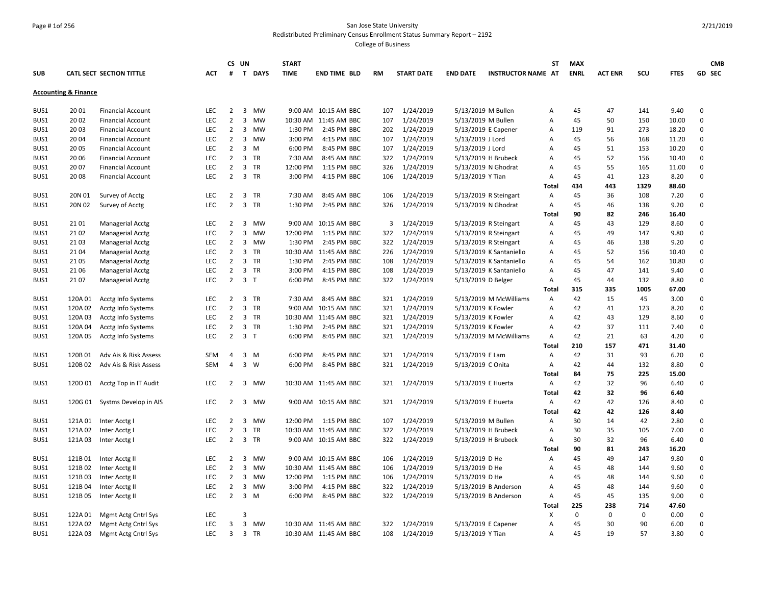# San Jose State University

## Redistributed Preliminary Census Enrollment Status Summary Report – 2192

### College of Business

| SUB | CATL SECT | SECTION TITTLE | ACT | CS # | UN T | DAYS | START TIME | END TIME | BLD | RM | START DATE | END DATE | INSTRUCTOR NAME | ST AT | MAX ENRL | ACT ENR | SCU | FTES | GD | CMB SEC |
|---|---|---|---|---|---|---|---|---|---|---|---|---|---|---|---|---|---|---|---|---|
| **Accounting & Finance** | | | | | | | | | | | | | | | | | | | | |
| BUS1 | 20 01 | Financial Account | LEC | 2 | 3 | MW | 9:00 AM | 10:15 AM | BBC | 107 | 1/24/2019 | 5/13/2019 | M Bullen | A | 45 | 47 | 141 | 9.40 | 0 | |
| BUS1 | 20 02 | Financial Account | LEC | 2 | 3 | MW | 10:30 AM | 11:45 AM | BBC | 107 | 1/24/2019 | 5/13/2019 | M Bullen | A | 45 | 50 | 150 | 10.00 | 0 | |
| BUS1 | 20 03 | Financial Account | LEC | 2 | 3 | MW | 1:30 PM | 2:45 PM | BBC | 202 | 1/24/2019 | 5/13/2019 | E Capener | A | 119 | 91 | 273 | 18.20 | 0 | |
| BUS1 | 20 04 | Financial Account | LEC | 2 | 3 | MW | 3:00 PM | 4:15 PM | BBC | 107 | 1/24/2019 | 5/13/2019 | J Lord | A | 45 | 56 | 168 | 11.20 | 0 | |
| BUS1 | 20 05 | Financial Account | LEC | 2 | 3 | M | 6:00 PM | 8:45 PM | BBC | 107 | 1/24/2019 | 5/13/2019 | J Lord | A | 45 | 51 | 153 | 10.20 | 0 | |
| BUS1 | 20 06 | Financial Account | LEC | 2 | 3 | TR | 7:30 AM | 8:45 AM | BBC | 322 | 1/24/2019 | 5/13/2019 | H Brubeck | A | 45 | 52 | 156 | 10.40 | 0 | |
| BUS1 | 20 07 | Financial Account | LEC | 2 | 3 | TR | 12:00 PM | 1:15 PM | BBC | 326 | 1/24/2019 | 5/13/2019 | N Ghodrat | A | 45 | 55 | 165 | 11.00 | 0 | |
| BUS1 | 20 08 | Financial Account | LEC | 2 | 3 | TR | 3:00 PM | 4:15 PM | BBC | 106 | 1/24/2019 | 5/13/2019 | Y Tian | A | 45 | 41 | 123 | 8.20 | 0 | |
| | | | | | | | | | | | | | | **Total** | **434** | **443** | **1329** | **88.60** | | |
| BUS1 | 20N 01 | Survey of Acctg | LEC | 2 | 3 | TR | 7:30 AM | 8:45 AM | BBC | 106 | 1/24/2019 | 5/13/2019 | R Steingart | A | 45 | 36 | 108 | 7.20 | 0 | |
| BUS1 | 20N 02 | Survey of Acctg | LEC | 2 | 3 | TR | 1:30 PM | 2:45 PM | BBC | 326 | 1/24/2019 | 5/13/2019 | N Ghodrat | A | 45 | 46 | 138 | 9.20 | 0 | |
| | | | | | | | | | | | | | | **Total** | **90** | **82** | **246** | **16.40** | | |
| BUS1 | 21 01 | Managerial Acctg | LEC | 2 | 3 | MW | 9:00 AM | 10:15 AM | BBC | 3 | 1/24/2019 | 5/13/2019 | R Steingart | A | 45 | 43 | 129 | 8.60 | 0 | |
| BUS1 | 21 02 | Managerial Acctg | LEC | 2 | 3 | MW | 12:00 PM | 1:15 PM | BBC | 322 | 1/24/2019 | 5/13/2019 | R Steingart | A | 45 | 49 | 147 | 9.80 | 0 | |
| BUS1 | 21 03 | Managerial Acctg | LEC | 2 | 3 | MW | 1:30 PM | 2:45 PM | BBC | 322 | 1/24/2019 | 5/13/2019 | R Steingart | A | 45 | 46 | 138 | 9.20 | 0 | |
| BUS1 | 21 04 | Managerial Acctg | LEC | 2 | 3 | TR | 10:30 AM | 11:45 AM | BBC | 226 | 1/24/2019 | 5/13/2019 | K Santaniello | A | 45 | 52 | 156 | 10.40 | 0 | |
| BUS1 | 21 05 | Managerial Acctg | LEC | 2 | 3 | TR | 1:30 PM | 2:45 PM | BBC | 108 | 1/24/2019 | 5/13/2019 | K Santaniello | A | 45 | 54 | 162 | 10.80 | 0 | |
| BUS1 | 21 06 | Managerial Acctg | LEC | 2 | 3 | TR | 3:00 PM | 4:15 PM | BBC | 108 | 1/24/2019 | 5/13/2019 | K Santaniello | A | 45 | 47 | 141 | 9.40 | 0 | |
| BUS1 | 21 07 | Managerial Acctg | LEC | 2 | 3 | T | 6:00 PM | 8:45 PM | BBC | 322 | 1/24/2019 | 5/13/2019 | D Belger | A | 45 | 44 | 132 | 8.80 | 0 | |
| | | | | | | | | | | | | | | **Total** | **315** | **335** | **1005** | **67.00** | | |
| BUS1 | 120A 01 | Acctg Info Systems | LEC | 2 | 3 | TR | 7:30 AM | 8:45 AM | BBC | 321 | 1/24/2019 | 5/13/2019 | M McWilliams | A | 42 | 15 | 45 | 3.00 | 0 | |
| BUS1 | 120A 02 | Acctg Info Systems | LEC | 2 | 3 | TR | 9:00 AM | 10:15 AM | BBC | 321 | 1/24/2019 | 5/13/2019 | K Fowler | A | 42 | 41 | 123 | 8.20 | 0 | |
| BUS1 | 120A 03 | Acctg Info Systems | LEC | 2 | 3 | TR | 10:30 AM | 11:45 AM | BBC | 321 | 1/24/2019 | 5/13/2019 | K Fowler | A | 42 | 43 | 129 | 8.60 | 0 | |
| BUS1 | 120A 04 | Acctg Info Systems | LEC | 2 | 3 | TR | 1:30 PM | 2:45 PM | BBC | 321 | 1/24/2019 | 5/13/2019 | K Fowler | A | 42 | 37 | 111 | 7.40 | 0 | |
| BUS1 | 120A 05 | Acctg Info Systems | LEC | 2 | 3 | T | 6:00 PM | 8:45 PM | BBC | 321 | 1/24/2019 | 5/13/2019 | M McWilliams | A | 42 | 21 | 63 | 4.20 | 0 | |
| | | | | | | | | | | | | | | **Total** | **210** | **157** | **471** | **31.40** | | |
| BUS1 | 120B 01 | Adv Ais & Risk Assess | SEM | 4 | 3 | M | 6:00 PM | 8:45 PM | BBC | 321 | 1/24/2019 | 5/13/2019 | E Lam | A | 42 | 31 | 93 | 6.20 | 0 | |
| BUS1 | 120B 02 | Adv Ais & Risk Assess | SEM | 4 | 3 | W | 6:00 PM | 8:45 PM | BBC | 321 | 1/24/2019 | 5/13/2019 | C Onita | A | 42 | 44 | 132 | 8.80 | 0 | |
| | | | | | | | | | | | | | | **Total** | **84** | **75** | **225** | **15.00** | | |
| BUS1 | 120D 01 | Acctg Top in IT Audit | LEC | 2 | 3 | MW | 10:30 AM | 11:45 AM | BBC | 321 | 1/24/2019 | 5/13/2019 | E Huerta | A | 42 | 32 | 96 | 6.40 | 0 | |
| | | | | | | | | | | | | | | **Total** | **42** | **32** | **96** | **6.40** | | |
| BUS1 | 120G 01 | Systms Develop in AIS | LEC | 2 | 3 | MW | 9:00 AM | 10:15 AM | BBC | 321 | 1/24/2019 | 5/13/2019 | E Huerta | A | 42 | 42 | 126 | 8.40 | 0 | |
| | | | | | | | | | | | | | | **Total** | **42** | **42** | **126** | **8.40** | | |
| BUS1 | 121A 01 | Inter Acctg I | LEC | 2 | 3 | MW | 12:00 PM | 1:15 PM | BBC | 107 | 1/24/2019 | 5/13/2019 | M Bullen | A | 30 | 14 | 42 | 2.80 | 0 | |
| BUS1 | 121A 02 | Inter Acctg I | LEC | 2 | 3 | TR | 10:30 AM | 11:45 AM | BBC | 322 | 1/24/2019 | 5/13/2019 | H Brubeck | A | 30 | 35 | 105 | 7.00 | 0 | |
| BUS1 | 121A 03 | Inter Acctg I | LEC | 2 | 3 | TR | 9:00 AM | 10:15 AM | BBC | 322 | 1/24/2019 | 5/13/2019 | H Brubeck | A | 30 | 32 | 96 | 6.40 | 0 | |
| | | | | | | | | | | | | | | **Total** | **90** | **81** | **243** | **16.20** | | |
| BUS1 | 121B 01 | Inter Acctg II | LEC | 2 | 3 | MW | 9:00 AM | 10:15 AM | BBC | 106 | 1/24/2019 | 5/13/2019 | D He | A | 45 | 49 | 147 | 9.80 | 0 | |
| BUS1 | 121B 02 | Inter Acctg II | LEC | 2 | 3 | MW | 10:30 AM | 11:45 AM | BBC | 106 | 1/24/2019 | 5/13/2019 | D He | A | 45 | 48 | 144 | 9.60 | 0 | |
| BUS1 | 121B 03 | Inter Acctg II | LEC | 2 | 3 | MW | 12:00 PM | 1:15 PM | BBC | 106 | 1/24/2019 | 5/13/2019 | D He | A | 45 | 48 | 144 | 9.60 | 0 | |
| BUS1 | 121B 04 | Inter Acctg II | LEC | 2 | 3 | MW | 3:00 PM | 4:15 PM | BBC | 322 | 1/24/2019 | 5/13/2019 | B Anderson | A | 45 | 48 | 144 | 9.60 | 0 | |
| BUS1 | 121B 05 | Inter Acctg II | LEC | 2 | 3 | M | 6:00 PM | 8:45 PM | BBC | 322 | 1/24/2019 | 5/13/2019 | B Anderson | A | 45 | 45 | 135 | 9.00 | 0 | |
| | | | | | | | | | | | | | | **Total** | **225** | **238** | **714** | **47.60** | | |
| BUS1 | 122A 01 | Mgmt Actg Cntrl Sys | LEC | | 3 | | | | | | | | | X | 0 | 0 | 0 | 0.00 | 0 | |
| BUS1 | 122A 02 | Mgmt Actg Cntrl Sys | LEC | 3 | 3 | MW | 10:30 AM | 11:45 AM | BBC | 322 | 1/24/2019 | 5/13/2019 | E Capener | A | 45 | 30 | 90 | 6.00 | 0 | |
| BUS1 | 122A 03 | Mgmt Actg Cntrl Sys | LEC | 3 | 3 | TR | 10:30 AM | 11:45 AM | BBC | 108 | 1/24/2019 | 5/13/2019 | Y Tian | A | 45 | 19 | 57 | 3.80 | 0 | |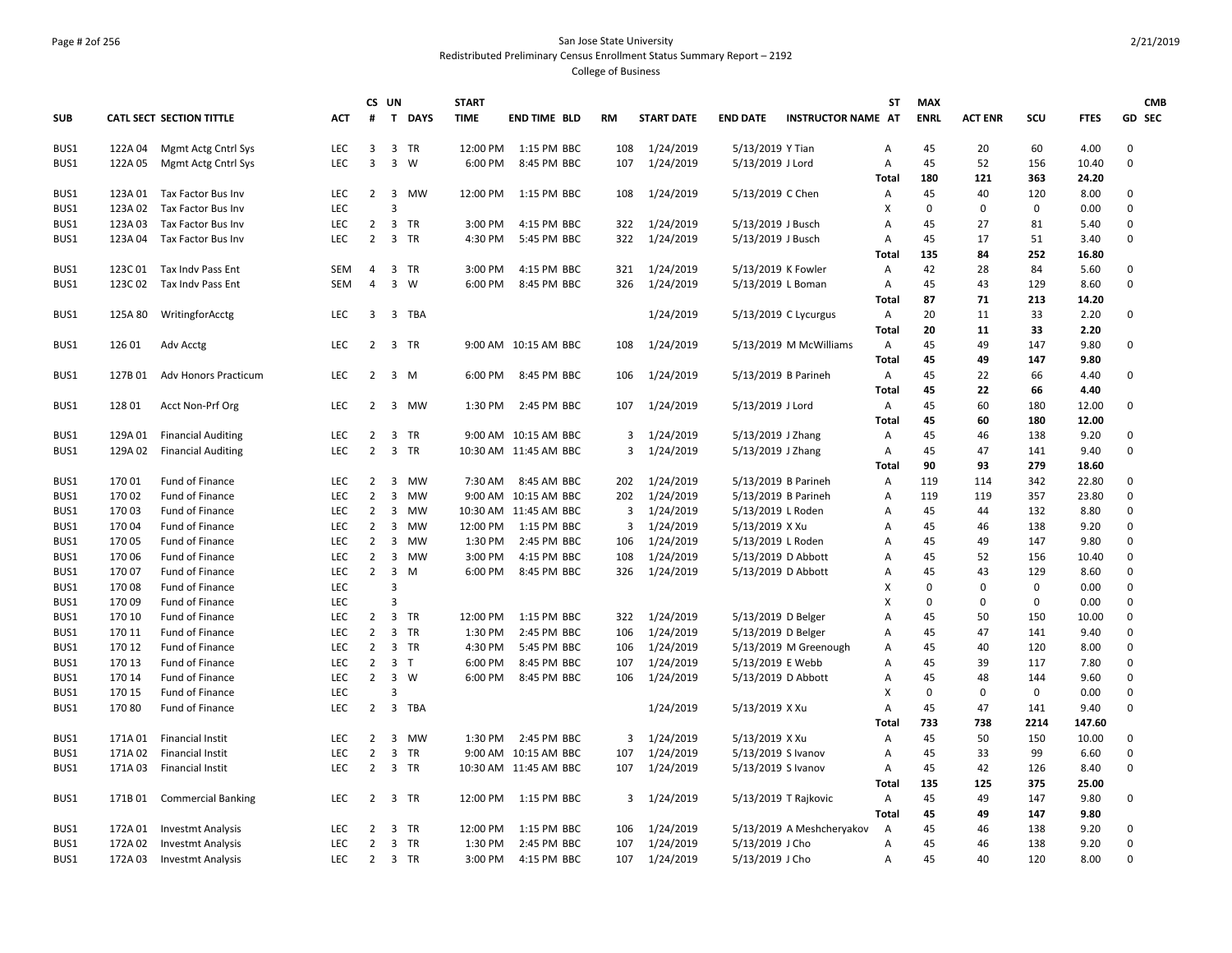San Jose State University

Redistributed Preliminary Census Enrollment Status Summary Report – 2192

College of Business

| SUB | CATL SECT | SECTION TITTLE | ACT | CS # | UN T | DAYS | START TIME | END TIME | BLD | RM | START DATE | END DATE | INSTRUCTOR NAME | ST AT | MAX ENRL | ACT ENR | SCU | FTES | GD | CMB SEC |
|---|---|---|---|---|---|---|---|---|---|---|---|---|---|---|---|---|---|---|---|---|
| BUS1 | 122A 04 | Mgmt Actg Cntrl Sys | LEC | 3 | 3 | TR | 12:00 PM | 1:15 PM | BBC | 108 | 1/24/2019 | 5/13/2019 | Y Tian | A | 45 | 20 | 60 | 4.00 | 0 | |
| BUS1 | 122A 05 | Mgmt Actg Cntrl Sys | LEC | 3 | 3 | W | 6:00 PM | 8:45 PM | BBC | 107 | 1/24/2019 | 5/13/2019 | J Lord | A | 45 | 52 | 156 | 10.40 | 0 | |
| | | | | | | | | | | | | | | **Total** | **180** | **121** | **363** | **24.20** | | |
| BUS1 | 123A 01 | Tax Factor Bus Inv | LEC | 2 | 3 | MW | 12:00 PM | 1:15 PM | BBC | 108 | 1/24/2019 | 5/13/2019 | C Chen | A | 45 | 40 | 120 | 8.00 | 0 | |
| BUS1 | 123A 02 | Tax Factor Bus Inv | LEC | | 3 | | | | | | | | | X | 0 | 0 | 0 | 0.00 | 0 | |
| BUS1 | 123A 03 | Tax Factor Bus Inv | LEC | 2 | 3 | TR | 3:00 PM | 4:15 PM | BBC | 322 | 1/24/2019 | 5/13/2019 | J Busch | A | 45 | 27 | 81 | 5.40 | 0 | |
| BUS1 | 123A 04 | Tax Factor Bus Inv | LEC | 2 | 3 | TR | 4:30 PM | 5:45 PM | BBC | 322 | 1/24/2019 | 5/13/2019 | J Busch | A | 45 | 17 | 51 | 3.40 | 0 | |
| | | | | | | | | | | | | | | **Total** | **135** | **84** | **252** | **16.80** | | |
| BUS1 | 123C 01 | Tax Indv Pass Ent | SEM | 4 | 3 | TR | 3:00 PM | 4:15 PM | BBC | 321 | 1/24/2019 | 5/13/2019 | K Fowler | A | 42 | 28 | 84 | 5.60 | 0 | |
| BUS1 | 123C 02 | Tax Indv Pass Ent | SEM | 4 | 3 | W | 6:00 PM | 8:45 PM | BBC | 326 | 1/24/2019 | 5/13/2019 | L Boman | A | 45 | 43 | 129 | 8.60 | 0 | |
| | | | | | | | | | | | | | | **Total** | **87** | **71** | **213** | **14.20** | | |
| BUS1 | 125A 80 | WritingforAcctg | LEC | 3 | 3 | TBA | | | | | 1/24/2019 | 5/13/2019 | C Lycurgus | A | 20 | 11 | 33 | 2.20 | 0 | |
| | | | | | | | | | | | | | | **Total** | **20** | **11** | **33** | **2.20** | | |
| BUS1 | 126 01 | Adv Acctg | LEC | 2 | 3 | TR | 9:00 AM | 10:15 AM | BBC | 108 | 1/24/2019 | 5/13/2019 | M McWilliams | A | 45 | 49 | 147 | 9.80 | 0 | |
| | | | | | | | | | | | | | | **Total** | **45** | **49** | **147** | **9.80** | | |
| BUS1 | 127B 01 | Adv Honors Practicum | LEC | 2 | 3 | M | 6:00 PM | 8:45 PM | BBC | 106 | 1/24/2019 | 5/13/2019 | B Parineh | A | 45 | 22 | 66 | 4.40 | 0 | |
| | | | | | | | | | | | | | | **Total** | **45** | **22** | **66** | **4.40** | | |
| BUS1 | 128 01 | Acct Non-Prf Org | LEC | 2 | 3 | MW | 1:30 PM | 2:45 PM | BBC | 107 | 1/24/2019 | 5/13/2019 | J Lord | A | 45 | 60 | 180 | 12.00 | 0 | |
| | | | | | | | | | | | | | | **Total** | **45** | **60** | **180** | **12.00** | | |
| BUS1 | 129A 01 | Financial Auditing | LEC | 2 | 3 | TR | 9:00 AM | 10:15 AM | BBC | 3 | 1/24/2019 | 5/13/2019 | J Zhang | A | 45 | 46 | 138 | 9.20 | 0 | |
| BUS1 | 129A 02 | Financial Auditing | LEC | 2 | 3 | TR | 10:30 AM | 11:45 AM | BBC | 3 | 1/24/2019 | 5/13/2019 | J Zhang | A | 45 | 47 | 141 | 9.40 | 0 | |
| | | | | | | | | | | | | | | **Total** | **90** | **93** | **279** | **18.60** | | |
| BUS1 | 170 01 | Fund of Finance | LEC | 2 | 3 | MW | 7:30 AM | 8:45 AM | BBC | 202 | 1/24/2019 | 5/13/2019 | B Parineh | A | 119 | 114 | 342 | 22.80 | 0 | |
| BUS1 | 170 02 | Fund of Finance | LEC | 2 | 3 | MW | 9:00 AM | 10:15 AM | BBC | 202 | 1/24/2019 | 5/13/2019 | B Parineh | A | 119 | 119 | 357 | 23.80 | 0 | |
| BUS1 | 170 03 | Fund of Finance | LEC | 2 | 3 | MW | 10:30 AM | 11:45 AM | BBC | 3 | 1/24/2019 | 5/13/2019 | L Roden | A | 45 | 44 | 132 | 8.80 | 0 | |
| BUS1 | 170 04 | Fund of Finance | LEC | 2 | 3 | MW | 12:00 PM | 1:15 PM | BBC | 3 | 1/24/2019 | 5/13/2019 | X Xu | A | 45 | 46 | 138 | 9.20 | 0 | |
| BUS1 | 170 05 | Fund of Finance | LEC | 2 | 3 | MW | 1:30 PM | 2:45 PM | BBC | 106 | 1/24/2019 | 5/13/2019 | L Roden | A | 45 | 49 | 147 | 9.80 | 0 | |
| BUS1 | 170 06 | Fund of Finance | LEC | 2 | 3 | MW | 3:00 PM | 4:15 PM | BBC | 108 | 1/24/2019 | 5/13/2019 | D Abbott | A | 45 | 52 | 156 | 10.40 | 0 | |
| BUS1 | 170 07 | Fund of Finance | LEC | 2 | 3 | M | 6:00 PM | 8:45 PM | BBC | 326 | 1/24/2019 | 5/13/2019 | D Abbott | A | 45 | 43 | 129 | 8.60 | 0 | |
| BUS1 | 170 08 | Fund of Finance | LEC | | 3 | | | | | | | | | X | 0 | 0 | 0 | 0.00 | 0 | |
| BUS1 | 170 09 | Fund of Finance | LEC | | 3 | | | | | | | | | X | 0 | 0 | 0 | 0.00 | 0 | |
| BUS1 | 170 10 | Fund of Finance | LEC | 2 | 3 | TR | 12:00 PM | 1:15 PM | BBC | 322 | 1/24/2019 | 5/13/2019 | D Belger | A | 45 | 50 | 150 | 10.00 | 0 | |
| BUS1 | 170 11 | Fund of Finance | LEC | 2 | 3 | TR | 1:30 PM | 2:45 PM | BBC | 106 | 1/24/2019 | 5/13/2019 | D Belger | A | 45 | 47 | 141 | 9.40 | 0 | |
| BUS1 | 170 12 | Fund of Finance | LEC | 2 | 3 | TR | 4:30 PM | 5:45 PM | BBC | 106 | 1/24/2019 | 5/13/2019 | M Greenough | A | 45 | 40 | 120 | 8.00 | 0 | |
| BUS1 | 170 13 | Fund of Finance | LEC | 2 | 3 | T | 6:00 PM | 8:45 PM | BBC | 107 | 1/24/2019 | 5/13/2019 | E Webb | A | 45 | 39 | 117 | 7.80 | 0 | |
| BUS1 | 170 14 | Fund of Finance | LEC | 2 | 3 | W | 6:00 PM | 8:45 PM | BBC | 106 | 1/24/2019 | 5/13/2019 | D Abbott | A | 45 | 48 | 144 | 9.60 | 0 | |
| BUS1 | 170 15 | Fund of Finance | LEC | | 3 | | | | | | | | | X | 0 | 0 | 0 | 0.00 | 0 | |
| BUS1 | 170 80 | Fund of Finance | LEC | 2 | 3 | TBA | | | | | 1/24/2019 | 5/13/2019 | X Xu | A | 45 | 47 | 141 | 9.40 | 0 | |
| | | | | | | | | | | | | | | **Total** | **733** | **738** | **2214** | **147.60** | | |
| BUS1 | 171A 01 | Financial Instit | LEC | 2 | 3 | MW | 1:30 PM | 2:45 PM | BBC | 3 | 1/24/2019 | 5/13/2019 | X Xu | A | 45 | 50 | 150 | 10.00 | 0 | |
| BUS1 | 171A 02 | Financial Instit | LEC | 2 | 3 | TR | 9:00 AM | 10:15 AM | BBC | 107 | 1/24/2019 | 5/13/2019 | S Ivanov | A | 45 | 33 | 99 | 6.60 | 0 | |
| BUS1 | 171A 03 | Financial Instit | LEC | 2 | 3 | TR | 10:30 AM | 11:45 AM | BBC | 107 | 1/24/2019 | 5/13/2019 | S Ivanov | A | 45 | 42 | 126 | 8.40 | 0 | |
| | | | | | | | | | | | | | | **Total** | **135** | **125** | **375** | **25.00** | | |
| BUS1 | 171B 01 | Commercial Banking | LEC | 2 | 3 | TR | 12:00 PM | 1:15 PM | BBC | 3 | 1/24/2019 | 5/13/2019 | T Rajkovic | A | 45 | 49 | 147 | 9.80 | 0 | |
| | | | | | | | | | | | | | | **Total** | **45** | **49** | **147** | **9.80** | | |
| BUS1 | 172A 01 | Investmt Analysis | LEC | 2 | 3 | TR | 12:00 PM | 1:15 PM | BBC | 106 | 1/24/2019 | 5/13/2019 | A Meshcheryakov | A | 45 | 46 | 138 | 9.20 | 0 | |
| BUS1 | 172A 02 | Investmt Analysis | LEC | 2 | 3 | TR | 1:30 PM | 2:45 PM | BBC | 107 | 1/24/2019 | 5/13/2019 | J Cho | A | 45 | 46 | 138 | 9.20 | 0 | |
| BUS1 | 172A 03 | Investmt Analysis | LEC | 2 | 3 | TR | 3:00 PM | 4:15 PM | BBC | 107 | 1/24/2019 | 5/13/2019 | J Cho | A | 45 | 40 | 120 | 8.00 | 0 | |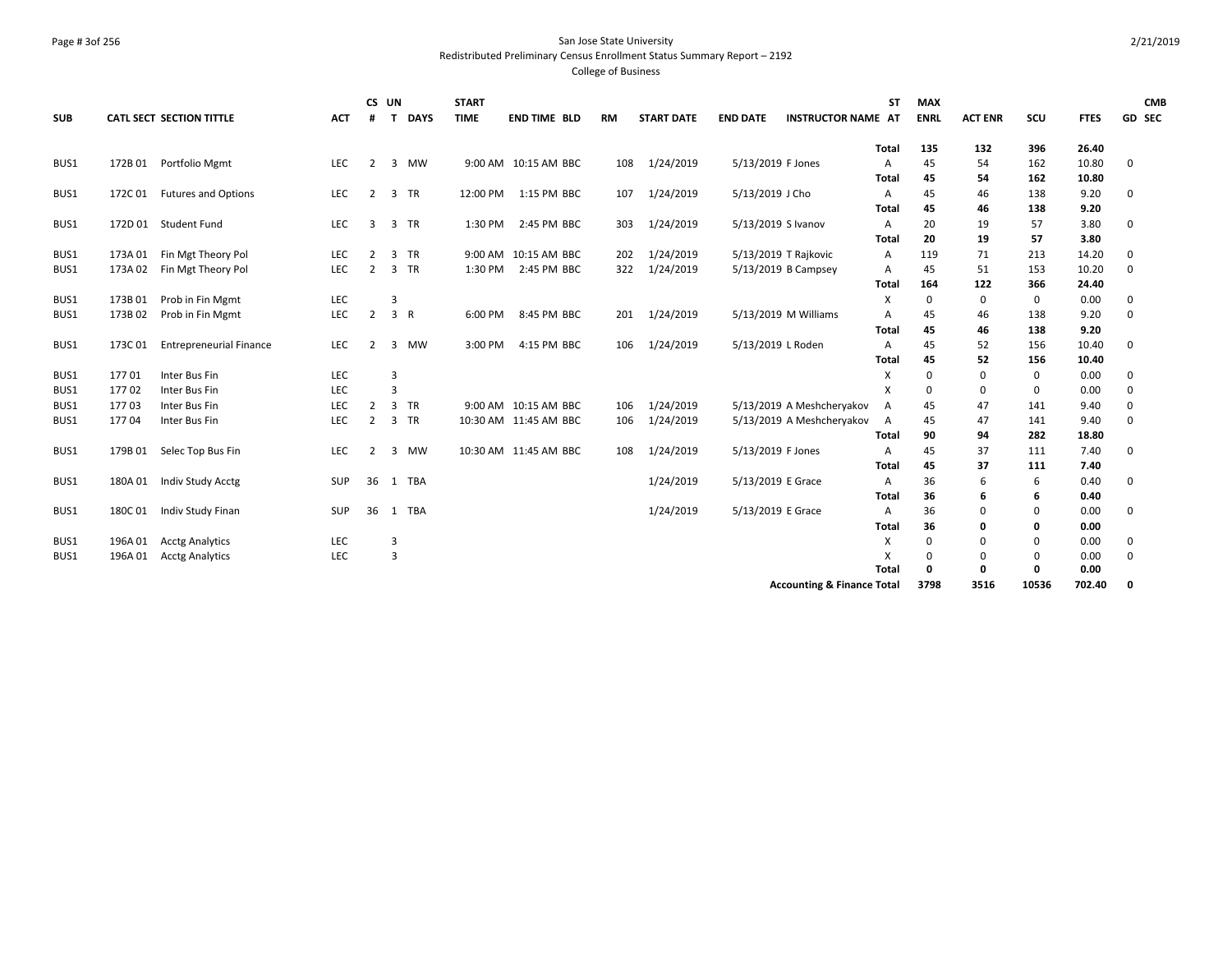San Jose State University

Redistributed Preliminary Census Enrollment Status Summary Report – 2192

College of Business

| SUB | CATL SECT | SECTION TITTLE | ACT | CS # | UN T | DAYS | START TIME | END TIME | BLD | RM | START DATE | END DATE | INSTRUCTOR NAME | ST AT | MAX ENRL | ACT ENR | SCU | FTES | GD | CMB SEC |
|---|---|---|---|---|---|---|---|---|---|---|---|---|---|---|---|---|---|---|---|---|
| | | | | | | | | | | | | | | **Total** | **135** | **132** | **396** | **26.40** | | |
| BUS1 | 172B 01 | Portfolio Mgmt | LEC | 2 | 3 | MW | 9:00 AM | 10:15 AM | BBC | 108 | 1/24/2019 | 5/13/2019 | F Jones | A | 45 | 54 | 162 | 10.80 | 0 | |
| | | | | | | | | | | | | | | **Total** | **45** | **54** | **162** | **10.80** | | |
| BUS1 | 172C 01 | Futures and Options | LEC | 2 | 3 | TR | 12:00 PM | 1:15 PM | BBC | 107 | 1/24/2019 | 5/13/2019 | J Cho | A | 45 | 46 | 138 | 9.20 | 0 | |
| | | | | | | | | | | | | | | **Total** | **45** | **46** | **138** | **9.20** | | |
| BUS1 | 172D 01 | Student Fund | LEC | 3 | 3 | TR | 1:30 PM | 2:45 PM | BBC | 303 | 1/24/2019 | 5/13/2019 | S Ivanov | A | 20 | 19 | 57 | 3.80 | 0 | |
| | | | | | | | | | | | | | | **Total** | **20** | **19** | **57** | **3.80** | | |
| BUS1 | 173A 01 | Fin Mgt Theory Pol | LEC | 2 | 3 | TR | 9:00 AM | 10:15 AM | BBC | 202 | 1/24/2019 | 5/13/2019 | T Rajkovic | A | 119 | 71 | 213 | 14.20 | 0 | |
| BUS1 | 173A 02 | Fin Mgt Theory Pol | LEC | 2 | 3 | TR | 1:30 PM | 2:45 PM | BBC | 322 | 1/24/2019 | 5/13/2019 | B Campsey | A | 45 | 51 | 153 | 10.20 | 0 | |
| | | | | | | | | | | | | | | **Total** | **164** | **122** | **366** | **24.40** | | |
| BUS1 | 173B 01 | Prob in Fin Mgmt | LEC | | 3 | | | | | | | | | X | 0 | 0 | 0 | 0.00 | 0 | |
| BUS1 | 173B 02 | Prob in Fin Mgmt | LEC | 2 | 3 | R | 6:00 PM | 8:45 PM | BBC | 201 | 1/24/2019 | 5/13/2019 | M Williams | A | 45 | 46 | 138 | 9.20 | 0 | |
| | | | | | | | | | | | | | | **Total** | **45** | **46** | **138** | **9.20** | | |
| BUS1 | 173C 01 | Entrepreneurial Finance | LEC | 2 | 3 | MW | 3:00 PM | 4:15 PM | BBC | 106 | 1/24/2019 | 5/13/2019 | L Roden | A | 45 | 52 | 156 | 10.40 | 0 | |
| | | | | | | | | | | | | | | **Total** | **45** | **52** | **156** | **10.40** | | |
| BUS1 | 177 01 | Inter Bus Fin | LEC | | 3 | | | | | | | | | X | 0 | 0 | 0 | 0.00 | 0 | |
| BUS1 | 177 02 | Inter Bus Fin | LEC | | 3 | | | | | | | | | X | 0 | 0 | 0 | 0.00 | 0 | |
| BUS1 | 177 03 | Inter Bus Fin | LEC | 2 | 3 | TR | 9:00 AM | 10:15 AM | BBC | 106 | 1/24/2019 | 5/13/2019 | A Meshcheryakov | A | 45 | 47 | 141 | 9.40 | 0 | |
| BUS1 | 177 04 | Inter Bus Fin | LEC | 2 | 3 | TR | 10:30 AM | 11:45 AM | BBC | 106 | 1/24/2019 | 5/13/2019 | A Meshcheryakov | A | 45 | 47 | 141 | 9.40 | 0 | |
| | | | | | | | | | | | | | | **Total** | **90** | **94** | **282** | **18.80** | | |
| BUS1 | 179B 01 | Selec Top Bus Fin | LEC | 2 | 3 | MW | 10:30 AM | 11:45 AM | BBC | 108 | 1/24/2019 | 5/13/2019 | F Jones | A | 45 | 37 | 111 | 7.40 | 0 | |
| | | | | | | | | | | | | | | **Total** | **45** | **37** | **111** | **7.40** | | |
| BUS1 | 180A 01 | Indiv Study Acctg | SUP | 36 | 1 | TBA | | | | | 1/24/2019 | 5/13/2019 | E Grace | A | 36 | 6 | 6 | 0.40 | 0 | |
| | | | | | | | | | | | | | | **Total** | **36** | **6** | **6** | **0.40** | | |
| BUS1 | 180C 01 | Indiv Study Finan | SUP | 36 | 1 | TBA | | | | | 1/24/2019 | 5/13/2019 | E Grace | A | 36 | 0 | 0 | 0.00 | 0 | |
| | | | | | | | | | | | | | | **Total** | **36** | **0** | **0** | **0.00** | | |
| BUS1 | 196A 01 | Acctg Analytics | LEC | | 3 | | | | | | | | | X | 0 | 0 | 0 | 0.00 | 0 | |
| BUS1 | 196A 01 | Acctg Analytics | LEC | | 3 | | | | | | | | | X | 0 | 0 | 0 | 0.00 | 0 | |
| | | | | | | | | | | | | | | **Total** | **0** | **0** | **0** | **0.00** | | |
| | | | | | | | | | | | | | **Accounting & Finance Total** | | **3798** | **3516** | **10536** | **702.40** | **0** | |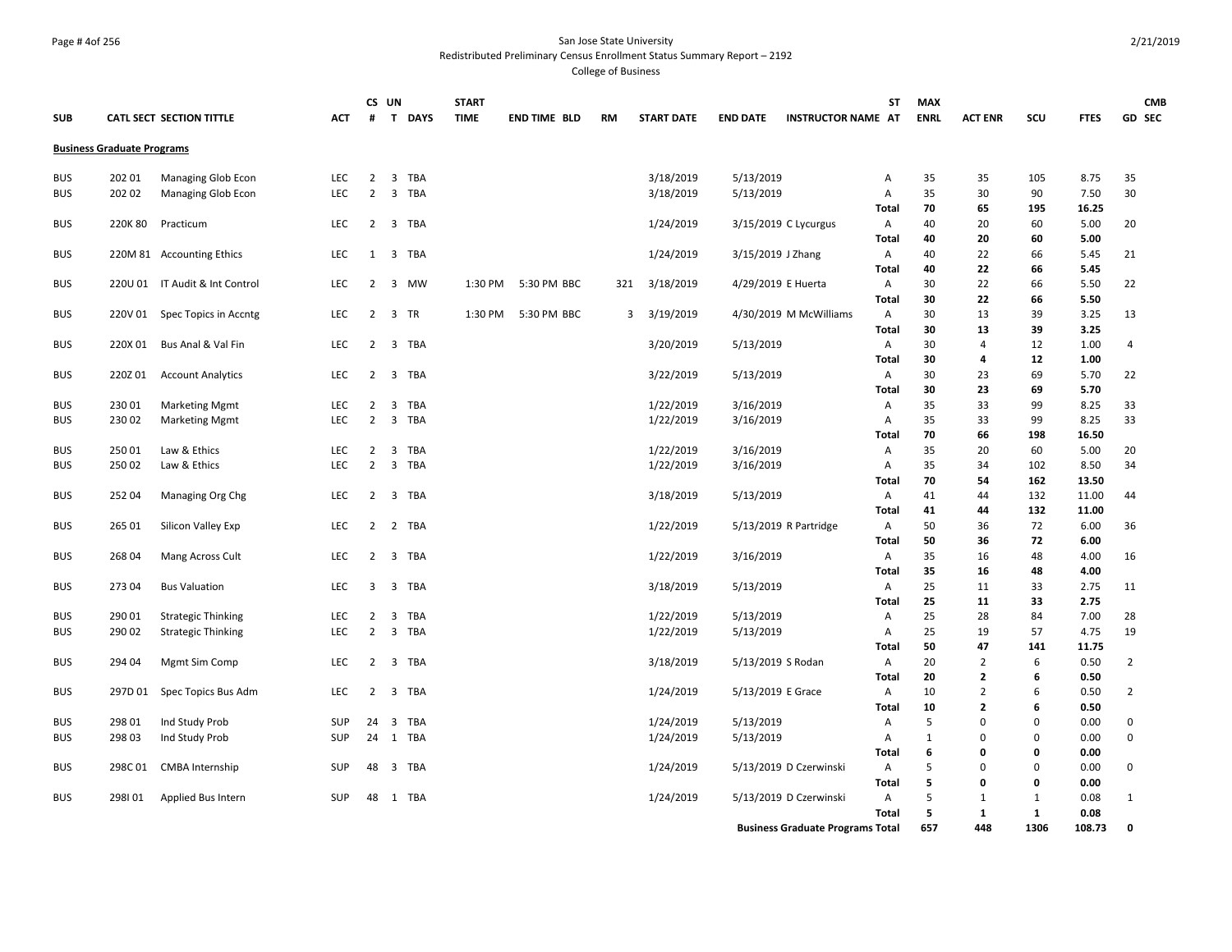San Jose State University
Redistributed Preliminary Census Enrollment Status Summary Report – 2192
College of Business

| SUB | CATL SECT | SECTION TITTLE | ACT | CS # | UN T | DAYS | START TIME | END TIME | BLD | RM | START DATE | END DATE | INSTRUCTOR NAME | ST AT | MAX ENRL | ACT ENR | SCU | FTES | GD | CMB SEC |
|---|---|---|---|---|---|---|---|---|---|---|---|---|---|---|---|---|---|---|---|---|
| **Business Graduate Programs** | | | | | | | | | | | | | | | | | | | | |
| BUS | 202 01 | Managing Glob Econ | LEC | 2 | 3 | TBA | | | | | 3/18/2019 | 5/13/2019 | | A | 35 | 35 | 105 | 8.75 | 35 | |
| BUS | 202 02 | Managing Glob Econ | LEC | 2 | 3 | TBA | | | | | 3/18/2019 | 5/13/2019 | | A | 35 | 30 | 90 | 7.50 | 30 | |
| | | | | | | | | | | | | | | **Total** | **70** | **65** | **195** | **16.25** | | |
| BUS | 220K 80 | Practicum | LEC | 2 | 3 | TBA | | | | | 1/24/2019 | 3/15/2019 | C Lycurgus | A | 40 | 20 | 60 | 5.00 | 20 | |
| | | | | | | | | | | | | | | **Total** | **40** | **20** | **60** | **5.00** | | |
| BUS | 220M 81 | Accounting Ethics | LEC | 1 | 3 | TBA | | | | | 1/24/2019 | 3/15/2019 | J Zhang | A | 40 | 22 | 66 | 5.45 | 21 | |
| | | | | | | | | | | | | | | **Total** | **40** | **22** | **66** | **5.45** | | |
| BUS | 220U 01 | IT Audit & Int Control | LEC | 2 | 3 | MW | 1:30 PM | 5:30 PM | BBC | 321 | 3/18/2019 | 4/29/2019 | E Huerta | A | 30 | 22 | 66 | 5.50 | 22 | |
| | | | | | | | | | | | | | | **Total** | **30** | **22** | **66** | **5.50** | | |
| BUS | 220V 01 | Spec Topics in Accntg | LEC | 2 | 3 | TR | 1:30 PM | 5:30 PM | BBC | 3 | 3/19/2019 | 4/30/2019 | M McWilliams | A | 30 | 13 | 39 | 3.25 | 13 | |
| | | | | | | | | | | | | | | **Total** | **30** | **13** | **39** | **3.25** | | |
| BUS | 220X 01 | Bus Anal & Val Fin | LEC | 2 | 3 | TBA | | | | | 3/20/2019 | 5/13/2019 | | A | 30 | 4 | 12 | 1.00 | 4 | |
| | | | | | | | | | | | | | | **Total** | **30** | **4** | **12** | **1.00** | | |
| BUS | 220Z 01 | Account Analytics | LEC | 2 | 3 | TBA | | | | | 3/22/2019 | 5/13/2019 | | A | 30 | 23 | 69 | 5.70 | 22 | |
| | | | | | | | | | | | | | | **Total** | **30** | **23** | **69** | **5.70** | | |
| BUS | 230 01 | Marketing Mgmt | LEC | 2 | 3 | TBA | | | | | 1/22/2019 | 3/16/2019 | | A | 35 | 33 | 99 | 8.25 | 33 | |
| BUS | 230 02 | Marketing Mgmt | LEC | 2 | 3 | TBA | | | | | 1/22/2019 | 3/16/2019 | | A | 35 | 33 | 99 | 8.25 | 33 | |
| | | | | | | | | | | | | | | **Total** | **70** | **66** | **198** | **16.50** | | |
| BUS | 250 01 | Law & Ethics | LEC | 2 | 3 | TBA | | | | | 1/22/2019 | 3/16/2019 | | A | 35 | 20 | 60 | 5.00 | 20 | |
| BUS | 250 02 | Law & Ethics | LEC | 2 | 3 | TBA | | | | | 1/22/2019 | 3/16/2019 | | A | 35 | 34 | 102 | 8.50 | 34 | |
| | | | | | | | | | | | | | | **Total** | **70** | **54** | **162** | **13.50** | | |
| BUS | 252 04 | Managing Org Chg | LEC | 2 | 3 | TBA | | | | | 3/18/2019 | 5/13/2019 | | A | 41 | 44 | 132 | 11.00 | 44 | |
| | | | | | | | | | | | | | | **Total** | **41** | **44** | **132** | **11.00** | | |
| BUS | 265 01 | Silicon Valley Exp | LEC | 2 | 2 | TBA | | | | | 1/22/2019 | 5/13/2019 | R Partridge | A | 50 | 36 | 72 | 6.00 | 36 | |
| | | | | | | | | | | | | | | **Total** | **50** | **36** | **72** | **6.00** | | |
| BUS | 268 04 | Mang Across Cult | LEC | 2 | 3 | TBA | | | | | 1/22/2019 | 3/16/2019 | | A | 35 | 16 | 48 | 4.00 | 16 | |
| | | | | | | | | | | | | | | **Total** | **35** | **16** | **48** | **4.00** | | |
| BUS | 273 04 | Bus Valuation | LEC | 3 | 3 | TBA | | | | | 3/18/2019 | 5/13/2019 | | A | 25 | 11 | 33 | 2.75 | 11 | |
| | | | | | | | | | | | | | | **Total** | **25** | **11** | **33** | **2.75** | | |
| BUS | 290 01 | Strategic Thinking | LEC | 2 | 3 | TBA | | | | | 1/22/2019 | 5/13/2019 | | A | 25 | 28 | 84 | 7.00 | 28 | |
| BUS | 290 02 | Strategic Thinking | LEC | 2 | 3 | TBA | | | | | 1/22/2019 | 5/13/2019 | | A | 25 | 19 | 57 | 4.75 | 19 | |
| | | | | | | | | | | | | | | **Total** | **50** | **47** | **141** | **11.75** | | |
| BUS | 294 04 | Mgmt Sim Comp | LEC | 2 | 3 | TBA | | | | | 3/18/2019 | 5/13/2019 | S Rodan | A | 20 | 2 | 6 | 0.50 | 2 | |
| | | | | | | | | | | | | | | **Total** | **20** | **2** | **6** | **0.50** | | |
| BUS | 297D 01 | Spec Topics Bus Adm | LEC | 2 | 3 | TBA | | | | | 1/24/2019 | 5/13/2019 | E Grace | A | 10 | 2 | 6 | 0.50 | 2 | |
| | | | | | | | | | | | | | | **Total** | **10** | **2** | **6** | **0.50** | | |
| BUS | 298 01 | Ind Study Prob | SUP | 24 | 3 | TBA | | | | | 1/24/2019 | 5/13/2019 | | A | 5 | 0 | 0 | 0.00 | 0 | |
| BUS | 298 03 | Ind Study Prob | SUP | 24 | 1 | TBA | | | | | 1/24/2019 | 5/13/2019 | | A | 1 | 0 | 0 | 0.00 | 0 | |
| | | | | | | | | | | | | | | **Total** | **6** | **0** | **0** | **0.00** | | |
| BUS | 298C 01 | CMBA Internship | SUP | 48 | 3 | TBA | | | | | 1/24/2019 | 5/13/2019 | D Czerwinski | A | 5 | 0 | 0 | 0.00 | 0 | |
| | | | | | | | | | | | | | | **Total** | **5** | **0** | **0** | **0.00** | | |
| BUS | 298I 01 | Applied Bus Intern | SUP | 48 | 1 | TBA | | | | | 1/24/2019 | 5/13/2019 | D Czerwinski | A | 5 | 1 | 1 | 0.08 | 1 | |
| | | | | | | | | | | | | | | **Total** | **5** | **1** | **1** | **0.08** | | |
| | | | | | | | | | | | | | **Business Graduate Programs Total** | | **657** | **448** | **1306** | **108.73** | **0** | |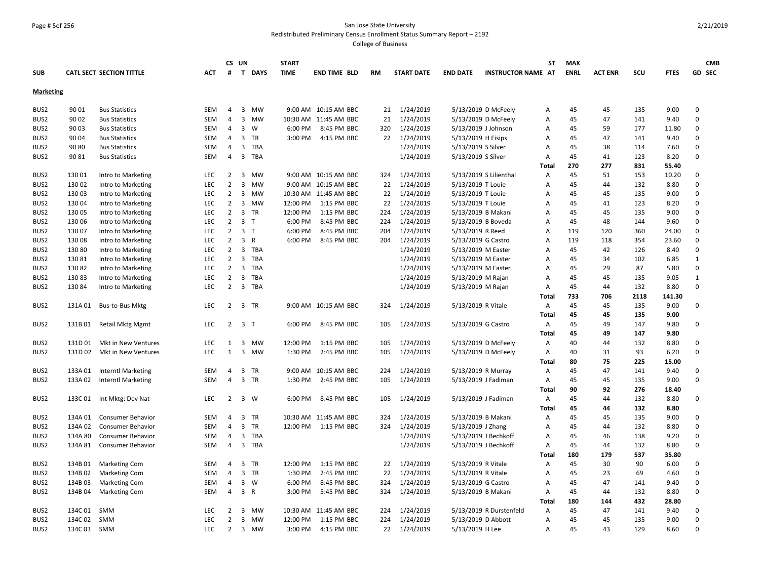San Jose State University

Redistributed Preliminary Census Enrollment Status Summary Report – 2192

College of Business

2/21/2019

| SUB | CATL SECT | SECTION TITTLE | ACT | CS # | UN T | DAYS | START TIME | END TIME | BLD | RM | START DATE | END DATE | INSTRUCTOR NAME | ST AT | MAX ENRL | ACT ENR | SCU | FTES | GD | CMB SEC |
|---|---|---|---|---|---|---|---|---|---|---|---|---|---|---|---|---|---|---|---|---|
| **Marketing** | | | | | | | | | | | | | | | | | | | | |
| BUS2 | 90 01 | Bus Statistics | SEM | 4 | 3 | MW | 9:00 AM | 10:15 AM | BBC | 21 | 1/24/2019 | 5/13/2019 | D McFeely | A | 45 | 45 | 135 | 9.00 | 0 | |
| BUS2 | 90 02 | Bus Statistics | SEM | 4 | 3 | MW | 10:30 AM | 11:45 AM | BBC | 21 | 1/24/2019 | 5/13/2019 | D McFeely | A | 45 | 47 | 141 | 9.40 | 0 | |
| BUS2 | 90 03 | Bus Statistics | SEM | 4 | 3 | W | 6:00 PM | 8:45 PM | BBC | 320 | 1/24/2019 | 5/13/2019 | J Johnson | A | 45 | 59 | 177 | 11.80 | 0 | |
| BUS2 | 90 04 | Bus Statistics | SEM | 4 | 3 | TR | 3:00 PM | 4:15 PM | BBC | 22 | 1/24/2019 | 5/13/2019 | H Eisips | A | 45 | 47 | 141 | 9.40 | 0 | |
| BUS2 | 90 80 | Bus Statistics | SEM | 4 | 3 | TBA | | | | | 1/24/2019 | 5/13/2019 | S Silver | A | 45 | 38 | 114 | 7.60 | 0 | |
| BUS2 | 90 81 | Bus Statistics | SEM | 4 | 3 | TBA | | | | | 1/24/2019 | 5/13/2019 | S Silver | A | 45 | 41 | 123 | 8.20 | 0 | |
| | | | | | | | | | | | | | | Total | 270 | 277 | 831 | 55.40 | | |
| BUS2 | 130 01 | Intro to Marketing | LEC | 2 | 3 | MW | 9:00 AM | 10:15 AM | BBC | 324 | 1/24/2019 | 5/13/2019 | S Lilienthal | A | 45 | 51 | 153 | 10.20 | 0 | |
| BUS2 | 130 02 | Intro to Marketing | LEC | 2 | 3 | MW | 9:00 AM | 10:15 AM | BBC | 22 | 1/24/2019 | 5/13/2019 | T Louie | A | 45 | 44 | 132 | 8.80 | 0 | |
| BUS2 | 130 03 | Intro to Marketing | LEC | 2 | 3 | MW | 10:30 AM | 11:45 AM | BBC | 22 | 1/24/2019 | 5/13/2019 | T Louie | A | 45 | 45 | 135 | 9.00 | 0 | |
| BUS2 | 130 04 | Intro to Marketing | LEC | 2 | 3 | MW | 12:00 PM | 1:15 PM | BBC | 22 | 1/24/2019 | 5/13/2019 | T Louie | A | 45 | 41 | 123 | 8.20 | 0 | |
| BUS2 | 130 05 | Intro to Marketing | LEC | 2 | 3 | TR | 12:00 PM | 1:15 PM | BBC | 224 | 1/24/2019 | 5/13/2019 | B Makani | A | 45 | 45 | 135 | 9.00 | 0 | |
| BUS2 | 130 06 | Intro to Marketing | LEC | 2 | 3 | T | 6:00 PM | 8:45 PM | BBC | 224 | 1/24/2019 | 5/13/2019 | B Boveda | A | 45 | 48 | 144 | 9.60 | 0 | |
| BUS2 | 130 07 | Intro to Marketing | LEC | 2 | 3 | T | 6:00 PM | 8:45 PM | BBC | 204 | 1/24/2019 | 5/13/2019 | R Reed | A | 119 | 120 | 360 | 24.00 | 0 | |
| BUS2 | 130 08 | Intro to Marketing | LEC | 2 | 3 | R | 6:00 PM | 8:45 PM | BBC | 204 | 1/24/2019 | 5/13/2019 | G Castro | A | 119 | 118 | 354 | 23.60 | 0 | |
| BUS2 | 130 80 | Intro to Marketing | LEC | 2 | 3 | TBA | | | | | 1/24/2019 | 5/13/2019 | M Easter | A | 45 | 42 | 126 | 8.40 | 0 | |
| BUS2 | 130 81 | Intro to Marketing | LEC | 2 | 3 | TBA | | | | | 1/24/2019 | 5/13/2019 | M Easter | A | 45 | 34 | 102 | 6.85 | 1 | |
| BUS2 | 130 82 | Intro to Marketing | LEC | 2 | 3 | TBA | | | | | 1/24/2019 | 5/13/2019 | M Easter | A | 45 | 29 | 87 | 5.80 | 0 | |
| BUS2 | 130 83 | Intro to Marketing | LEC | 2 | 3 | TBA | | | | | 1/24/2019 | 5/13/2019 | M Rajan | A | 45 | 45 | 135 | 9.05 | 1 | |
| BUS2 | 130 84 | Intro to Marketing | LEC | 2 | 3 | TBA | | | | | 1/24/2019 | 5/13/2019 | M Rajan | A | 45 | 44 | 132 | 8.80 | 0 | |
| | | | | | | | | | | | | | | Total | 733 | 706 | 2118 | 141.30 | | |
| BUS2 | 131A 01 | Bus-to-Bus Mktg | LEC | 2 | 3 | TR | 9:00 AM | 10:15 AM | BBC | 324 | 1/24/2019 | 5/13/2019 | R Vitale | A | 45 | 45 | 135 | 9.00 | 0 | |
| | | | | | | | | | | | | | | Total | 45 | 45 | 135 | 9.00 | | |
| BUS2 | 131B 01 | Retail Mktg Mgmt | LEC | 2 | 3 | T | 6:00 PM | 8:45 PM | BBC | 105 | 1/24/2019 | 5/13/2019 | G Castro | A | 45 | 49 | 147 | 9.80 | 0 | |
| | | | | | | | | | | | | | | Total | 45 | 49 | 147 | 9.80 | | |
| BUS2 | 131D 01 | Mkt in New Ventures | LEC | 1 | 3 | MW | 12:00 PM | 1:15 PM | BBC | 105 | 1/24/2019 | 5/13/2019 | D McFeely | A | 40 | 44 | 132 | 8.80 | 0 | |
| BUS2 | 131D 02 | Mkt in New Ventures | LEC | 1 | 3 | MW | 1:30 PM | 2:45 PM | BBC | 105 | 1/24/2019 | 5/13/2019 | D McFeely | A | 40 | 31 | 93 | 6.20 | 0 | |
| | | | | | | | | | | | | | | Total | 80 | 75 | 225 | 15.00 | | |
| BUS2 | 133A 01 | Interntl Marketing | SEM | 4 | 3 | TR | 9:00 AM | 10:15 AM | BBC | 224 | 1/24/2019 | 5/13/2019 | R Murray | A | 45 | 47 | 141 | 9.40 | 0 | |
| BUS2 | 133A 02 | Interntl Marketing | SEM | 4 | 3 | TR | 1:30 PM | 2:45 PM | BBC | 105 | 1/24/2019 | 5/13/2019 | J Fadiman | A | 45 | 45 | 135 | 9.00 | 0 | |
| | | | | | | | | | | | | | | Total | 90 | 92 | 276 | 18.40 | | |
| BUS2 | 133C 01 | Int Mktg: Dev Nat | LEC | 2 | 3 | W | 6:00 PM | 8:45 PM | BBC | 105 | 1/24/2019 | 5/13/2019 | J Fadiman | A | 45 | 44 | 132 | 8.80 | 0 | |
| | | | | | | | | | | | | | | Total | 45 | 44 | 132 | 8.80 | | |
| BUS2 | 134A 01 | Consumer Behavior | SEM | 4 | 3 | TR | 10:30 AM | 11:45 AM | BBC | 324 | 1/24/2019 | 5/13/2019 | B Makani | A | 45 | 45 | 135 | 9.00 | 0 | |
| BUS2 | 134A 02 | Consumer Behavior | SEM | 4 | 3 | TR | 12:00 PM | 1:15 PM | BBC | 324 | 1/24/2019 | 5/13/2019 | J Zhang | A | 45 | 44 | 132 | 8.80 | 0 | |
| BUS2 | 134A 80 | Consumer Behavior | SEM | 4 | 3 | TBA | | | | | 1/24/2019 | 5/13/2019 | J Bechkoff | A | 45 | 46 | 138 | 9.20 | 0 | |
| BUS2 | 134A 81 | Consumer Behavior | SEM | 4 | 3 | TBA | | | | | 1/24/2019 | 5/13/2019 | J Bechkoff | A | 45 | 44 | 132 | 8.80 | 0 | |
| | | | | | | | | | | | | | | Total | 180 | 179 | 537 | 35.80 | | |
| BUS2 | 134B 01 | Marketing Com | SEM | 4 | 3 | TR | 12:00 PM | 1:15 PM | BBC | 22 | 1/24/2019 | 5/13/2019 | R Vitale | A | 45 | 30 | 90 | 6.00 | 0 | |
| BUS2 | 134B 02 | Marketing Com | SEM | 4 | 3 | TR | 1:30 PM | 2:45 PM | BBC | 22 | 1/24/2019 | 5/13/2019 | R Vitale | A | 45 | 23 | 69 | 4.60 | 0 | |
| BUS2 | 134B 03 | Marketing Com | SEM | 4 | 3 | W | 6:00 PM | 8:45 PM | BBC | 324 | 1/24/2019 | 5/13/2019 | G Castro | A | 45 | 47 | 141 | 9.40 | 0 | |
| BUS2 | 134B 04 | Marketing Com | SEM | 4 | 3 | R | 3:00 PM | 5:45 PM | BBC | 324 | 1/24/2019 | 5/13/2019 | B Makani | A | 45 | 44 | 132 | 8.80 | 0 | |
| | | | | | | | | | | | | | | Total | 180 | 144 | 432 | 28.80 | | |
| BUS2 | 134C 01 | SMM | LEC | 2 | 3 | MW | 10:30 AM | 11:45 AM | BBC | 224 | 1/24/2019 | 5/13/2019 | R Durstenfeld | A | 45 | 47 | 141 | 9.40 | 0 | |
| BUS2 | 134C 02 | SMM | LEC | 2 | 3 | MW | 12:00 PM | 1:15 PM | BBC | 224 | 1/24/2019 | 5/13/2019 | D Abbott | A | 45 | 45 | 135 | 9.00 | 0 | |
| BUS2 | 134C 03 | SMM | LEC | 2 | 3 | MW | 3:00 PM | 4:15 PM | BBC | 22 | 1/24/2019 | 5/13/2019 | H Lee | A | 45 | 43 | 129 | 8.60 | 0 | |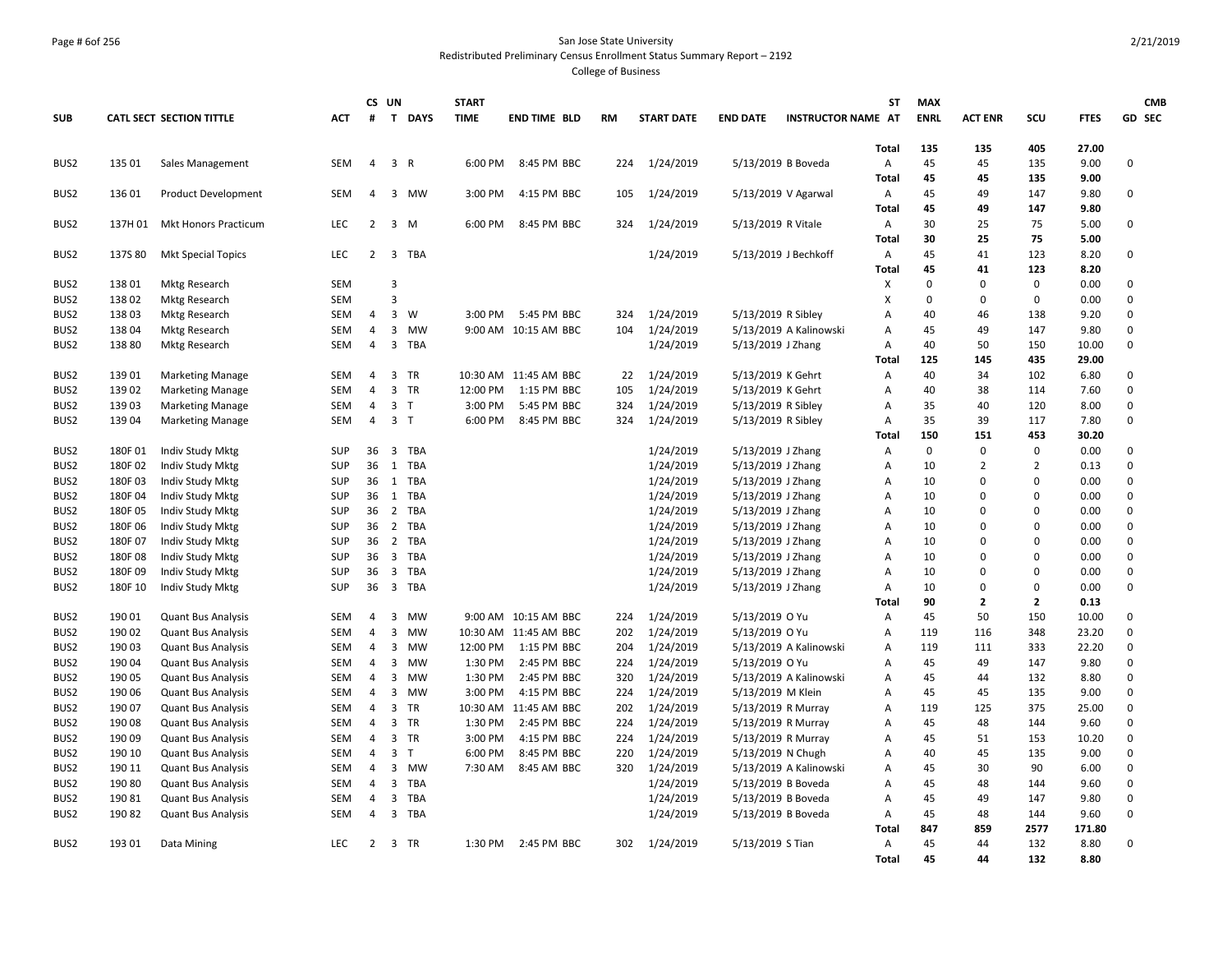San Jose State University

Redistributed Preliminary Census Enrollment Status Summary Report – 2192

College of Business

| SUB | CATL SECT | SECTION TITTLE | ACT | CS # | UN T | DAYS | START TIME | END TIME | BLD | RM | START DATE | END DATE | INSTRUCTOR NAME | ST AT | MAX ENRL | ACT ENR | SCU | FTES | GD | CMB SEC |
|---|---|---|---|---|---|---|---|---|---|---|---|---|---|---|---|---|---|---|---|---|
| | | | | | | | | | | | | | | Total | 135 | 135 | 405 | 27.00 | | |
| BUS2 | 135 01 | Sales Management | SEM | 4 | 3 | R | 6:00 PM | 8:45 PM | BBC | 224 | 1/24/2019 | 5/13/2019 | B Boveda | A | 45 | 45 | 135 | 9.00 | | 0 |
| | | | | | | | | | | | | | | Total | 45 | 45 | 135 | 9.00 | | |
| BUS2 | 136 01 | Product Development | SEM | 4 | 3 | MW | 3:00 PM | 4:15 PM | BBC | 105 | 1/24/2019 | 5/13/2019 | V Agarwal | A | 45 | 49 | 147 | 9.80 | | 0 |
| | | | | | | | | | | | | | | Total | 45 | 49 | 147 | 9.80 | | |
| BUS2 | 137H 01 | Mkt Honors Practicum | LEC | 2 | 3 | M | 6:00 PM | 8:45 PM | BBC | 324 | 1/24/2019 | 5/13/2019 | R Vitale | A | 30 | 25 | 75 | 5.00 | | 0 |
| | | | | | | | | | | | | | | Total | 30 | 25 | 75 | 5.00 | | |
| BUS2 | 137S 80 | Mkt Special Topics | LEC | 2 | 3 | TBA | | | | | 1/24/2019 | 5/13/2019 | J Bechkoff | A | 45 | 41 | 123 | 8.20 | | 0 |
| | | | | | | | | | | | | | | Total | 45 | 41 | 123 | 8.20 | | |
| BUS2 | 138 01 | Mktg Research | SEM | | 3 | | | | | | | | | X | 0 | 0 | 0 | 0.00 | | 0 |
| BUS2 | 138 02 | Mktg Research | SEM | | 3 | | | | | | | | | X | 0 | 0 | 0 | 0.00 | | 0 |
| BUS2 | 138 03 | Mktg Research | SEM | 4 | 3 | W | 3:00 PM | 5:45 PM | BBC | 324 | 1/24/2019 | 5/13/2019 | R Sibley | A | 40 | 46 | 138 | 9.20 | | 0 |
| BUS2 | 138 04 | Mktg Research | SEM | 4 | 3 | MW | 9:00 AM | 10:15 AM | BBC | 104 | 1/24/2019 | 5/13/2019 | A Kalinowski | A | 45 | 49 | 147 | 9.80 | | 0 |
| BUS2 | 138 80 | Mktg Research | SEM | 4 | 3 | TBA | | | | | 1/24/2019 | 5/13/2019 | J Zhang | A | 40 | 50 | 150 | 10.00 | | 0 |
| | | | | | | | | | | | | | | Total | 125 | 145 | 435 | 29.00 | | |
| BUS2 | 139 01 | Marketing Manage | SEM | 4 | 3 | TR | 10:30 AM | 11:45 AM | BBC | 22 | 1/24/2019 | 5/13/2019 | K Gehrt | A | 40 | 34 | 102 | 6.80 | | 0 |
| BUS2 | 139 02 | Marketing Manage | SEM | 4 | 3 | TR | 12:00 PM | 1:15 PM | BBC | 105 | 1/24/2019 | 5/13/2019 | K Gehrt | A | 40 | 38 | 114 | 7.60 | | 0 |
| BUS2 | 139 03 | Marketing Manage | SEM | 4 | 3 | T | 3:00 PM | 5:45 PM | BBC | 324 | 1/24/2019 | 5/13/2019 | R Sibley | A | 35 | 40 | 120 | 8.00 | | 0 |
| BUS2 | 139 04 | Marketing Manage | SEM | 4 | 3 | T | 6:00 PM | 8:45 PM | BBC | 324 | 1/24/2019 | 5/13/2019 | R Sibley | A | 35 | 39 | 117 | 7.80 | | 0 |
| | | | | | | | | | | | | | | Total | 150 | 151 | 453 | 30.20 | | |
| BUS2 | 180F 01 | Indiv Study Mktg | SUP | 36 | 3 | TBA | | | | | 1/24/2019 | 5/13/2019 | J Zhang | A | 0 | 0 | 0 | 0.00 | | 0 |
| BUS2 | 180F 02 | Indiv Study Mktg | SUP | 36 | 1 | TBA | | | | | 1/24/2019 | 5/13/2019 | J Zhang | A | 10 | 2 | 2 | 0.13 | | 0 |
| BUS2 | 180F 03 | Indiv Study Mktg | SUP | 36 | 1 | TBA | | | | | 1/24/2019 | 5/13/2019 | J Zhang | A | 10 | 0 | 0 | 0.00 | | 0 |
| BUS2 | 180F 04 | Indiv Study Mktg | SUP | 36 | 1 | TBA | | | | | 1/24/2019 | 5/13/2019 | J Zhang | A | 10 | 0 | 0 | 0.00 | | 0 |
| BUS2 | 180F 05 | Indiv Study Mktg | SUP | 36 | 2 | TBA | | | | | 1/24/2019 | 5/13/2019 | J Zhang | A | 10 | 0 | 0 | 0.00 | | 0 |
| BUS2 | 180F 06 | Indiv Study Mktg | SUP | 36 | 2 | TBA | | | | | 1/24/2019 | 5/13/2019 | J Zhang | A | 10 | 0 | 0 | 0.00 | | 0 |
| BUS2 | 180F 07 | Indiv Study Mktg | SUP | 36 | 2 | TBA | | | | | 1/24/2019 | 5/13/2019 | J Zhang | A | 10 | 0 | 0 | 0.00 | | 0 |
| BUS2 | 180F 08 | Indiv Study Mktg | SUP | 36 | 3 | TBA | | | | | 1/24/2019 | 5/13/2019 | J Zhang | A | 10 | 0 | 0 | 0.00 | | 0 |
| BUS2 | 180F 09 | Indiv Study Mktg | SUP | 36 | 3 | TBA | | | | | 1/24/2019 | 5/13/2019 | J Zhang | A | 10 | 0 | 0 | 0.00 | | 0 |
| BUS2 | 180F 10 | Indiv Study Mktg | SUP | 36 | 3 | TBA | | | | | 1/24/2019 | 5/13/2019 | J Zhang | A | 10 | 0 | 0 | 0.00 | | 0 |
| | | | | | | | | | | | | | | Total | 90 | 2 | 2 | 0.13 | | |
| BUS2 | 190 01 | Quant Bus Analysis | SEM | 4 | 3 | MW | 9:00 AM | 10:15 AM | BBC | 224 | 1/24/2019 | 5/13/2019 | O Yu | A | 45 | 50 | 150 | 10.00 | | 0 |
| BUS2 | 190 02 | Quant Bus Analysis | SEM | 4 | 3 | MW | 10:30 AM | 11:45 AM | BBC | 202 | 1/24/2019 | 5/13/2019 | O Yu | A | 119 | 116 | 348 | 23.20 | | 0 |
| BUS2 | 190 03 | Quant Bus Analysis | SEM | 4 | 3 | MW | 12:00 PM | 1:15 PM | BBC | 204 | 1/24/2019 | 5/13/2019 | A Kalinowski | A | 119 | 111 | 333 | 22.20 | | 0 |
| BUS2 | 190 04 | Quant Bus Analysis | SEM | 4 | 3 | MW | 1:30 PM | 2:45 PM | BBC | 224 | 1/24/2019 | 5/13/2019 | O Yu | A | 45 | 49 | 147 | 9.80 | | 0 |
| BUS2 | 190 05 | Quant Bus Analysis | SEM | 4 | 3 | MW | 1:30 PM | 2:45 PM | BBC | 320 | 1/24/2019 | 5/13/2019 | A Kalinowski | A | 45 | 44 | 132 | 8.80 | | 0 |
| BUS2 | 190 06 | Quant Bus Analysis | SEM | 4 | 3 | MW | 3:00 PM | 4:15 PM | BBC | 224 | 1/24/2019 | 5/13/2019 | M Klein | A | 45 | 45 | 135 | 9.00 | | 0 |
| BUS2 | 190 07 | Quant Bus Analysis | SEM | 4 | 3 | TR | 10:30 AM | 11:45 AM | BBC | 202 | 1/24/2019 | 5/13/2019 | R Murray | A | 119 | 125 | 375 | 25.00 | | 0 |
| BUS2 | 190 08 | Quant Bus Analysis | SEM | 4 | 3 | TR | 1:30 PM | 2:45 PM | BBC | 224 | 1/24/2019 | 5/13/2019 | R Murray | A | 45 | 48 | 144 | 9.60 | | 0 |
| BUS2 | 190 09 | Quant Bus Analysis | SEM | 4 | 3 | TR | 3:00 PM | 4:15 PM | BBC | 224 | 1/24/2019 | 5/13/2019 | R Murray | A | 45 | 51 | 153 | 10.20 | | 0 |
| BUS2 | 190 10 | Quant Bus Analysis | SEM | 4 | 3 | T | 6:00 PM | 8:45 PM | BBC | 220 | 1/24/2019 | 5/13/2019 | N Chugh | A | 40 | 45 | 135 | 9.00 | | 0 |
| BUS2 | 190 11 | Quant Bus Analysis | SEM | 4 | 3 | MW | 7:30 AM | 8:45 AM | BBC | 320 | 1/24/2019 | 5/13/2019 | A Kalinowski | A | 45 | 30 | 90 | 6.00 | | 0 |
| BUS2 | 190 80 | Quant Bus Analysis | SEM | 4 | 3 | TBA | | | | | 1/24/2019 | 5/13/2019 | B Boveda | A | 45 | 48 | 144 | 9.60 | | 0 |
| BUS2 | 190 81 | Quant Bus Analysis | SEM | 4 | 3 | TBA | | | | | 1/24/2019 | 5/13/2019 | B Boveda | A | 45 | 49 | 147 | 9.80 | | 0 |
| BUS2 | 190 82 | Quant Bus Analysis | SEM | 4 | 3 | TBA | | | | | 1/24/2019 | 5/13/2019 | B Boveda | A | 45 | 48 | 144 | 9.60 | | 0 |
| | | | | | | | | | | | | | | Total | 847 | 859 | 2577 | 171.80 | | |
| BUS2 | 193 01 | Data Mining | LEC | 2 | 3 | TR | 1:30 PM | 2:45 PM | BBC | 302 | 1/24/2019 | 5/13/2019 | S Tian | A | 45 | 44 | 132 | 8.80 | | 0 |
| | | | | | | | | | | | | | | Total | 45 | 44 | 132 | 8.80 | | |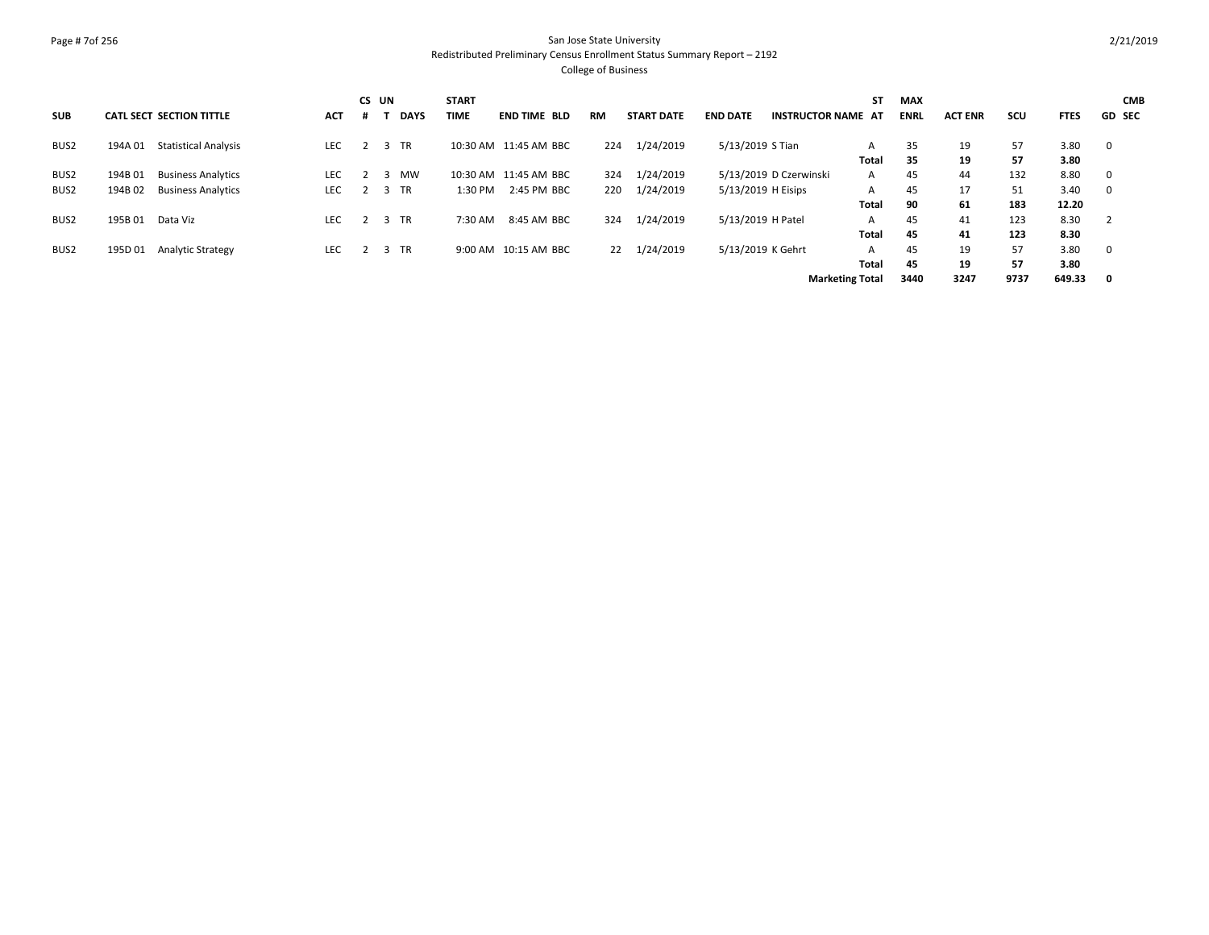San Jose State University
Redistributed Preliminary Census Enrollment Status Summary Report – 2192
College of Business

| SUB | CATL SECT | SECTION TITTLE | ACT | CS # | UN T | DAYS | START TIME | END TIME | BLD | RM | START DATE | END DATE | INSTRUCTOR NAME | ST AT | MAX ENRL | ACT ENR | SCU | FTES | GD | CMB SEC |
|---|---|---|---|---|---|---|---|---|---|---|---|---|---|---|---|---|---|---|---|---|
| BUS2 | 194A 01 | Statistical Analysis | LEC | 2 | 3 | TR | 10:30 AM | 11:45 AM | BBC | 224 | 1/24/2019 | 5/13/2019 | S Tian | A | 35 | 19 | 57 | 3.80 | 0 | |
| | | | | | | | | | | | | | | **Total** | **35** | **19** | **57** | **3.80** | | |
| BUS2 | 194B 01 | Business Analytics | LEC | 2 | 3 | MW | 10:30 AM | 11:45 AM | BBC | 324 | 1/24/2019 | 5/13/2019 | D Czerwinski | A | 45 | 44 | 132 | 8.80 | 0 | |
| BUS2 | 194B 02 | Business Analytics | LEC | 2 | 3 | TR | 1:30 PM | 2:45 PM | BBC | 220 | 1/24/2019 | 5/13/2019 | H Eisips | A | 45 | 17 | 51 | 3.40 | 0 | |
| | | | | | | | | | | | | | | **Total** | **90** | **61** | **183** | **12.20** | | |
| BUS2 | 195B 01 | Data Viz | LEC | 2 | 3 | TR | 7:30 AM | 8:45 AM | BBC | 324 | 1/24/2019 | 5/13/2019 | H Patel | A | 45 | 41 | 123 | 8.30 | 2 | |
| | | | | | | | | | | | | | | **Total** | **45** | **41** | **123** | **8.30** | | |
| BUS2 | 195D 01 | Analytic Strategy | LEC | 2 | 3 | TR | 9:00 AM | 10:15 AM | BBC | 22 | 1/24/2019 | 5/13/2019 | K Gehrt | A | 45 | 19 | 57 | 3.80 | 0 | |
| | | | | | | | | | | | | | | **Total** | **45** | **19** | **57** | **3.80** | | |
| | | | | | | | | | | | | | **Marketing Total** | | **3440** | **3247** | **9737** | **649.33** | **0** | |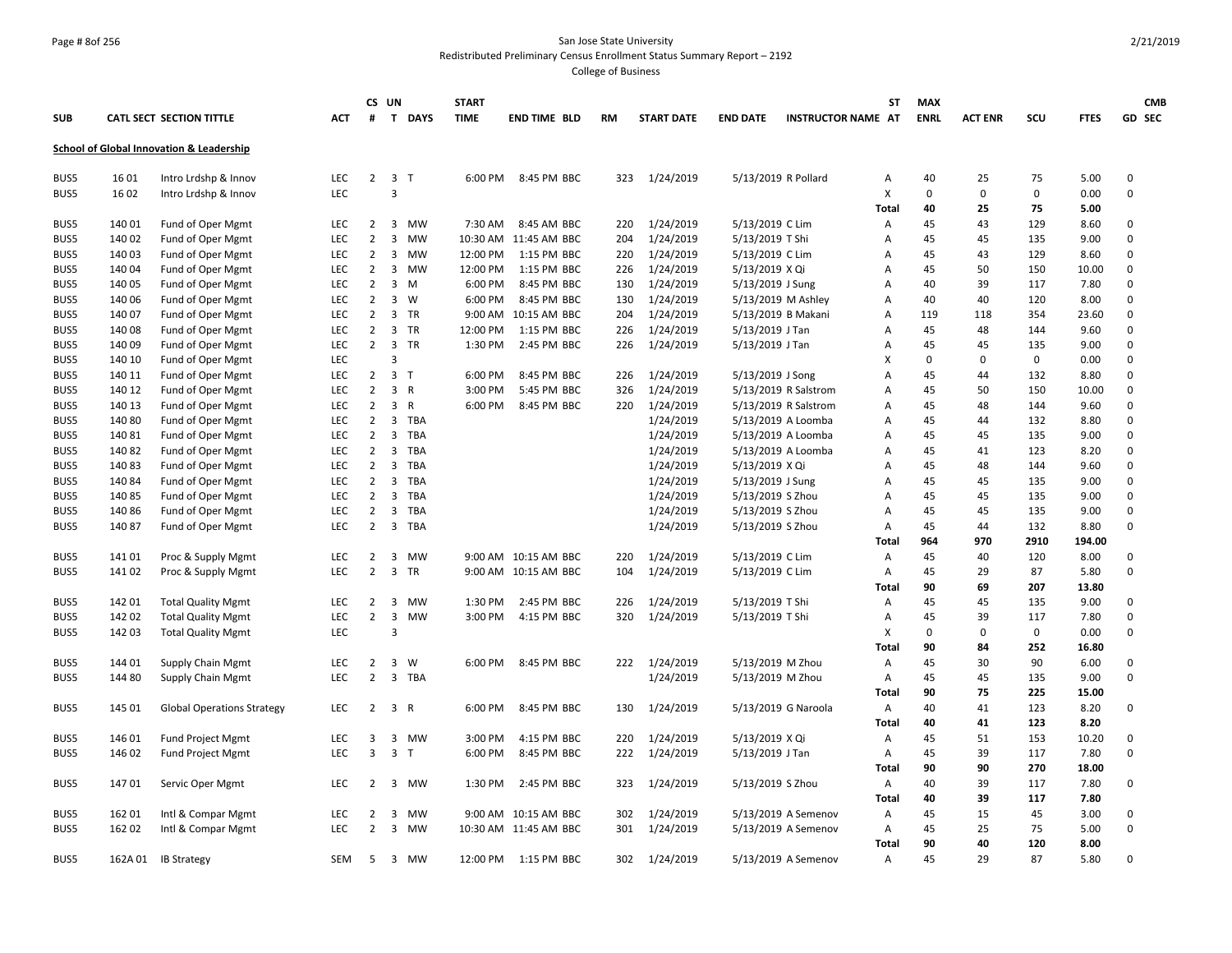San Jose State University
Redistributed Preliminary Census Enrollment Status Summary Report – 2192
College of Business

| SUB | CATL SECT | SECTION TITTLE | ACT | CS # | UN T | DAYS | START TIME | END TIME | BLD | RM | START DATE | END DATE | INSTRUCTOR NAME | ST AT | MAX ENRL | ACT ENR | SCU | FTES | GD | CMB SEC |
|---|---|---|---|---|---|---|---|---|---|---|---|---|---|---|---|---|---|---|---|---|
| **School of Global Innovation & Leadership** | | | | | | | | | | | | | | | | | | | | |
| BUS5 | 16 01 | Intro Lrdshp & Innov | LEC | 2 | 3 | T | 6:00 PM | 8:45 PM | BBC | 323 | 1/24/2019 | 5/13/2019 | R Pollard | A | 40 | 25 | 75 | 5.00 | 0 | |
| BUS5 | 16 02 | Intro Lrdshp & Innov | LEC | | 3 | | | | | | | | | X | 0 | 0 | 0 | 0.00 | 0 | |
| | | | | | | | | | | | | | | **Total** | **40** | **25** | **75** | **5.00** | | |
| BUS5 | 140 01 | Fund of Oper Mgmt | LEC | 2 | 3 | MW | 7:30 AM | 8:45 AM | BBC | 220 | 1/24/2019 | 5/13/2019 | C Lim | A | 45 | 43 | 129 | 8.60 | 0 | |
| BUS5 | 140 02 | Fund of Oper Mgmt | LEC | 2 | 3 | MW | 10:30 AM | 11:45 AM | BBC | 204 | 1/24/2019 | 5/13/2019 | T Shi | A | 45 | 45 | 135 | 9.00 | 0 | |
| BUS5 | 140 03 | Fund of Oper Mgmt | LEC | 2 | 3 | MW | 12:00 PM | 1:15 PM | BBC | 220 | 1/24/2019 | 5/13/2019 | C Lim | A | 45 | 43 | 129 | 8.60 | 0 | |
| BUS5 | 140 04 | Fund of Oper Mgmt | LEC | 2 | 3 | MW | 12:00 PM | 1:15 PM | BBC | 226 | 1/24/2019 | 5/13/2019 | X Qi | A | 45 | 50 | 150 | 10.00 | 0 | |
| BUS5 | 140 05 | Fund of Oper Mgmt | LEC | 2 | 3 | M | 6:00 PM | 8:45 PM | BBC | 130 | 1/24/2019 | 5/13/2019 | J Sung | A | 40 | 39 | 117 | 7.80 | 0 | |
| BUS5 | 140 06 | Fund of Oper Mgmt | LEC | 2 | 3 | W | 6:00 PM | 8:45 PM | BBC | 130 | 1/24/2019 | 5/13/2019 | M Ashley | A | 40 | 40 | 120 | 8.00 | 0 | |
| BUS5 | 140 07 | Fund of Oper Mgmt | LEC | 2 | 3 | TR | 9:00 AM | 10:15 AM | BBC | 204 | 1/24/2019 | 5/13/2019 | B Makani | A | 119 | 118 | 354 | 23.60 | 0 | |
| BUS5 | 140 08 | Fund of Oper Mgmt | LEC | 2 | 3 | TR | 12:00 PM | 1:15 PM | BBC | 226 | 1/24/2019 | 5/13/2019 | J Tan | A | 45 | 48 | 144 | 9.60 | 0 | |
| BUS5 | 140 09 | Fund of Oper Mgmt | LEC | 2 | 3 | TR | 1:30 PM | 2:45 PM | BBC | 226 | 1/24/2019 | 5/13/2019 | J Tan | A | 45 | 45 | 135 | 9.00 | 0 | |
| BUS5 | 140 10 | Fund of Oper Mgmt | LEC | | 3 | | | | | | | | | X | 0 | 0 | 0 | 0.00 | 0 | |
| BUS5 | 140 11 | Fund of Oper Mgmt | LEC | 2 | 3 | T | 6:00 PM | 8:45 PM | BBC | 226 | 1/24/2019 | 5/13/2019 | J Song | A | 45 | 44 | 132 | 8.80 | 0 | |
| BUS5 | 140 12 | Fund of Oper Mgmt | LEC | 2 | 3 | R | 3:00 PM | 5:45 PM | BBC | 326 | 1/24/2019 | 5/13/2019 | R Salstrom | A | 45 | 50 | 150 | 10.00 | 0 | |
| BUS5 | 140 13 | Fund of Oper Mgmt | LEC | 2 | 3 | R | 6:00 PM | 8:45 PM | BBC | 220 | 1/24/2019 | 5/13/2019 | R Salstrom | A | 45 | 48 | 144 | 9.60 | 0 | |
| BUS5 | 140 80 | Fund of Oper Mgmt | LEC | 2 | 3 | TBA | | | | | 1/24/2019 | 5/13/2019 | A Loomba | A | 45 | 44 | 132 | 8.80 | 0 | |
| BUS5 | 140 81 | Fund of Oper Mgmt | LEC | 2 | 3 | TBA | | | | | 1/24/2019 | 5/13/2019 | A Loomba | A | 45 | 45 | 135 | 9.00 | 0 | |
| BUS5 | 140 82 | Fund of Oper Mgmt | LEC | 2 | 3 | TBA | | | | | 1/24/2019 | 5/13/2019 | A Loomba | A | 45 | 41 | 123 | 8.20 | 0 | |
| BUS5 | 140 83 | Fund of Oper Mgmt | LEC | 2 | 3 | TBA | | | | | 1/24/2019 | 5/13/2019 | X Qi | A | 45 | 48 | 144 | 9.60 | 0 | |
| BUS5 | 140 84 | Fund of Oper Mgmt | LEC | 2 | 3 | TBA | | | | | 1/24/2019 | 5/13/2019 | J Sung | A | 45 | 45 | 135 | 9.00 | 0 | |
| BUS5 | 140 85 | Fund of Oper Mgmt | LEC | 2 | 3 | TBA | | | | | 1/24/2019 | 5/13/2019 | S Zhou | A | 45 | 45 | 135 | 9.00 | 0 | |
| BUS5 | 140 86 | Fund of Oper Mgmt | LEC | 2 | 3 | TBA | | | | | 1/24/2019 | 5/13/2019 | S Zhou | A | 45 | 45 | 135 | 9.00 | 0 | |
| BUS5 | 140 87 | Fund of Oper Mgmt | LEC | 2 | 3 | TBA | | | | | 1/24/2019 | 5/13/2019 | S Zhou | A | 45 | 44 | 132 | 8.80 | 0 | |
| | | | | | | | | | | | | | | **Total** | **964** | **970** | **2910** | **194.00** | | |
| BUS5 | 141 01 | Proc & Supply Mgmt | LEC | 2 | 3 | MW | 9:00 AM | 10:15 AM | BBC | 220 | 1/24/2019 | 5/13/2019 | C Lim | A | 45 | 40 | 120 | 8.00 | 0 | |
| BUS5 | 141 02 | Proc & Supply Mgmt | LEC | 2 | 3 | TR | 9:00 AM | 10:15 AM | BBC | 104 | 1/24/2019 | 5/13/2019 | C Lim | A | 45 | 29 | 87 | 5.80 | 0 | |
| | | | | | | | | | | | | | | **Total** | **90** | **69** | **207** | **13.80** | | |
| BUS5 | 142 01 | Total Quality Mgmt | LEC | 2 | 3 | MW | 1:30 PM | 2:45 PM | BBC | 226 | 1/24/2019 | 5/13/2019 | T Shi | A | 45 | 45 | 135 | 9.00 | 0 | |
| BUS5 | 142 02 | Total Quality Mgmt | LEC | 2 | 3 | MW | 3:00 PM | 4:15 PM | BBC | 320 | 1/24/2019 | 5/13/2019 | T Shi | A | 45 | 39 | 117 | 7.80 | 0 | |
| BUS5 | 142 03 | Total Quality Mgmt | LEC | | 3 | | | | | | | | | X | 0 | 0 | 0 | 0.00 | 0 | |
| | | | | | | | | | | | | | | **Total** | **90** | **84** | **252** | **16.80** | | |
| BUS5 | 144 01 | Supply Chain Mgmt | LEC | 2 | 3 | W | 6:00 PM | 8:45 PM | BBC | 222 | 1/24/2019 | 5/13/2019 | M Zhou | A | 45 | 30 | 90 | 6.00 | 0 | |
| BUS5 | 144 80 | Supply Chain Mgmt | LEC | 2 | 3 | TBA | | | | | 1/24/2019 | 5/13/2019 | M Zhou | A | 45 | 45 | 135 | 9.00 | 0 | |
| | | | | | | | | | | | | | | **Total** | **90** | **75** | **225** | **15.00** | | |
| BUS5 | 145 01 | Global Operations Strategy | LEC | 2 | 3 | R | 6:00 PM | 8:45 PM | BBC | 130 | 1/24/2019 | 5/13/2019 | G Naroola | A | 40 | 41 | 123 | 8.20 | 0 | |
| | | | | | | | | | | | | | | **Total** | **40** | **41** | **123** | **8.20** | | |
| BUS5 | 146 01 | Fund Project Mgmt | LEC | 3 | 3 | MW | 3:00 PM | 4:15 PM | BBC | 220 | 1/24/2019 | 5/13/2019 | X Qi | A | 45 | 51 | 153 | 10.20 | 0 | |
| BUS5 | 146 02 | Fund Project Mgmt | LEC | 3 | 3 | T | 6:00 PM | 8:45 PM | BBC | 222 | 1/24/2019 | 5/13/2019 | J Tan | A | 45 | 39 | 117 | 7.80 | 0 | |
| | | | | | | | | | | | | | | **Total** | **90** | **90** | **270** | **18.00** | | |
| BUS5 | 147 01 | Servic Oper Mgmt | LEC | 2 | 3 | MW | 1:30 PM | 2:45 PM | BBC | 323 | 1/24/2019 | 5/13/2019 | S Zhou | A | 40 | 39 | 117 | 7.80 | 0 | |
| | | | | | | | | | | | | | | **Total** | **40** | **39** | **117** | **7.80** | | |
| BUS5 | 162 01 | Intl & Compar Mgmt | LEC | 2 | 3 | MW | 9:00 AM | 10:15 AM | BBC | 302 | 1/24/2019 | 5/13/2019 | A Semenov | A | 45 | 15 | 45 | 3.00 | 0 | |
| BUS5 | 162 02 | Intl & Compar Mgmt | LEC | 2 | 3 | MW | 10:30 AM | 11:45 AM | BBC | 301 | 1/24/2019 | 5/13/2019 | A Semenov | A | 45 | 25 | 75 | 5.00 | 0 | |
| | | | | | | | | | | | | | | **Total** | **90** | **40** | **120** | **8.00** | | |
| BUS5 | 162A 01 | IB Strategy | SEM | 5 | 3 | MW | 12:00 PM | 1:15 PM | BBC | 302 | 1/24/2019 | 5/13/2019 | A Semenov | A | 45 | 29 | 87 | 5.80 | 0 | |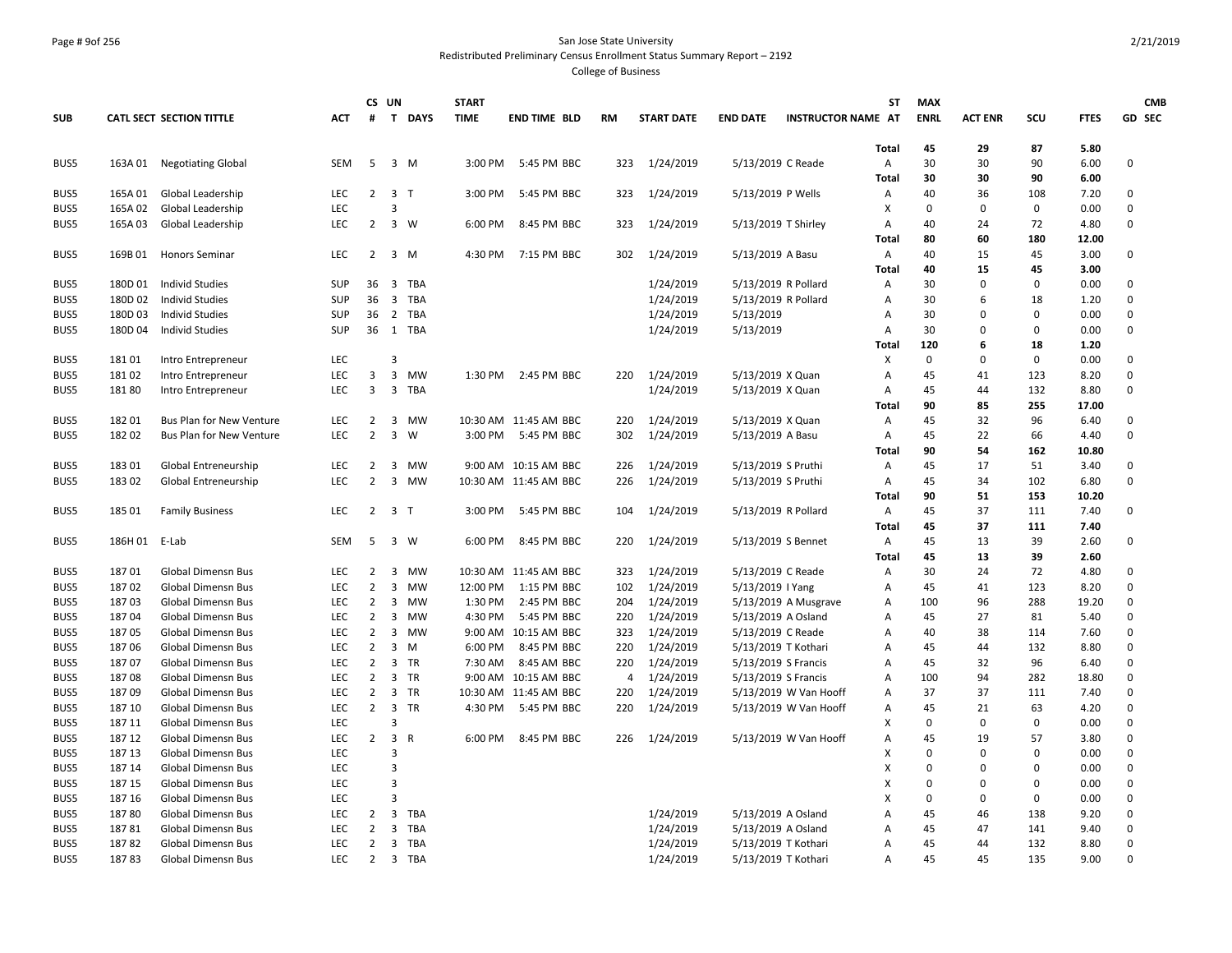San Jose State University
Redistributed Preliminary Census Enrollment Status Summary Report – 2192
College of Business

| SUB | CATL SECT | SECTION TITTLE | ACT | CS # | UN T | DAYS | START TIME | END TIME | BLD | RM | START DATE | END DATE | INSTRUCTOR NAME | ST AT | MAX ENRL | ACT ENR | SCU | FTES | GD | CMB SEC |
|---|---|---|---|---|---|---|---|---|---|---|---|---|---|---|---|---|---|---|---|---|
| | | | | | | | | | | | | | | Total | 45 | 29 | 87 | 5.80 | | |
| BUS5 | 163A 01 | Negotiating Global | SEM | 5 | 3 | M | 3:00 PM | 5:45 PM | BBC | 323 | 1/24/2019 | 5/13/2019 | C Reade | A | 30 | 30 | 90 | 6.00 | 0 | |
| | | | | | | | | | | | | | | Total | 30 | 30 | 90 | 6.00 | | |
| BUS5 | 165A 01 | Global Leadership | LEC | 2 | 3 | T | 3:00 PM | 5:45 PM | BBC | 323 | 1/24/2019 | 5/13/2019 | P Wells | A | 40 | 36 | 108 | 7.20 | 0 | |
| BUS5 | 165A 02 | Global Leadership | LEC | | 3 | | | | | | | | | X | 0 | 0 | 0 | 0.00 | 0 | |
| BUS5 | 165A 03 | Global Leadership | LEC | 2 | 3 | W | 6:00 PM | 8:45 PM | BBC | 323 | 1/24/2019 | 5/13/2019 | T Shirley | A | 40 | 24 | 72 | 4.80 | 0 | |
| | | | | | | | | | | | | | | Total | 80 | 60 | 180 | 12.00 | | |
| BUS5 | 169B 01 | Honors Seminar | LEC | 2 | 3 | M | 4:30 PM | 7:15 PM | BBC | 302 | 1/24/2019 | 5/13/2019 | A Basu | A | 40 | 15 | 45 | 3.00 | 0 | |
| | | | | | | | | | | | | | | Total | 40 | 15 | 45 | 3.00 | | |
| BUS5 | 180D 01 | Individ Studies | SUP | 36 | 3 | TBA | | | | | 1/24/2019 | 5/13/2019 | R Pollard | A | 30 | 0 | 0 | 0.00 | 0 | |
| BUS5 | 180D 02 | Individ Studies | SUP | 36 | 3 | TBA | | | | | 1/24/2019 | 5/13/2019 | R Pollard | A | 30 | 6 | 18 | 1.20 | 0 | |
| BUS5 | 180D 03 | Individ Studies | SUP | 36 | 2 | TBA | | | | | 1/24/2019 | 5/13/2019 | | A | 30 | 0 | 0 | 0.00 | 0 | |
| BUS5 | 180D 04 | Individ Studies | SUP | 36 | 1 | TBA | | | | | 1/24/2019 | 5/13/2019 | | A | 30 | 0 | 0 | 0.00 | 0 | |
| | | | | | | | | | | | | | | Total | 120 | 6 | 18 | 1.20 | | |
| BUS5 | 181 01 | Intro Entrepreneur | LEC | | 3 | | | | | | | | | X | 0 | 0 | 0 | 0.00 | 0 | |
| BUS5 | 181 02 | Intro Entrepreneur | LEC | 3 | 3 | MW | 1:30 PM | 2:45 PM | BBC | 220 | 1/24/2019 | 5/13/2019 | X Quan | A | 45 | 41 | 123 | 8.20 | 0 | |
| BUS5 | 181 80 | Intro Entrepreneur | LEC | 3 | 3 | TBA | | | | | 1/24/2019 | 5/13/2019 | X Quan | A | 45 | 44 | 132 | 8.80 | 0 | |
| | | | | | | | | | | | | | | Total | 90 | 85 | 255 | 17.00 | | |
| BUS5 | 182 01 | Bus Plan for New Venture | LEC | 2 | 3 | MW | 10:30 AM | 11:45 AM | BBC | 220 | 1/24/2019 | 5/13/2019 | X Quan | A | 45 | 32 | 96 | 6.40 | 0 | |
| BUS5 | 182 02 | Bus Plan for New Venture | LEC | 2 | 3 | W | 3:00 PM | 5:45 PM | BBC | 302 | 1/24/2019 | 5/13/2019 | A Basu | A | 45 | 22 | 66 | 4.40 | 0 | |
| | | | | | | | | | | | | | | Total | 90 | 54 | 162 | 10.80 | | |
| BUS5 | 183 01 | Global Entreneurship | LEC | 2 | 3 | MW | 9:00 AM | 10:15 AM | BBC | 226 | 1/24/2019 | 5/13/2019 | S Pruthi | A | 45 | 17 | 51 | 3.40 | 0 | |
| BUS5 | 183 02 | Global Entreneurship | LEC | 2 | 3 | MW | 10:30 AM | 11:45 AM | BBC | 226 | 1/24/2019 | 5/13/2019 | S Pruthi | A | 45 | 34 | 102 | 6.80 | 0 | |
| | | | | | | | | | | | | | | Total | 90 | 51 | 153 | 10.20 | | |
| BUS5 | 185 01 | Family Business | LEC | 2 | 3 | T | 3:00 PM | 5:45 PM | BBC | 104 | 1/24/2019 | 5/13/2019 | R Pollard | A | 45 | 37 | 111 | 7.40 | 0 | |
| | | | | | | | | | | | | | | Total | 45 | 37 | 111 | 7.40 | | |
| BUS5 | 186H 01 | E-Lab | SEM | 5 | 3 | W | 6:00 PM | 8:45 PM | BBC | 220 | 1/24/2019 | 5/13/2019 | S Bennet | A | 45 | 13 | 39 | 2.60 | 0 | |
| | | | | | | | | | | | | | | Total | 45 | 13 | 39 | 2.60 | | |
| BUS5 | 187 01 | Global Dimensn Bus | LEC | 2 | 3 | MW | 10:30 AM | 11:45 AM | BBC | 323 | 1/24/2019 | 5/13/2019 | C Reade | A | 30 | 24 | 72 | 4.80 | 0 | |
| BUS5 | 187 02 | Global Dimensn Bus | LEC | 2 | 3 | MW | 12:00 PM | 1:15 PM | BBC | 102 | 1/24/2019 | 5/13/2019 | I Yang | A | 45 | 41 | 123 | 8.20 | 0 | |
| BUS5 | 187 03 | Global Dimensn Bus | LEC | 2 | 3 | MW | 1:30 PM | 2:45 PM | BBC | 204 | 1/24/2019 | 5/13/2019 | A Musgrave | A | 100 | 96 | 288 | 19.20 | 0 | |
| BUS5 | 187 04 | Global Dimensn Bus | LEC | 2 | 3 | MW | 4:30 PM | 5:45 PM | BBC | 220 | 1/24/2019 | 5/13/2019 | A Osland | A | 45 | 27 | 81 | 5.40 | 0 | |
| BUS5 | 187 05 | Global Dimensn Bus | LEC | 2 | 3 | MW | 9:00 AM | 10:15 AM | BBC | 323 | 1/24/2019 | 5/13/2019 | C Reade | A | 40 | 38 | 114 | 7.60 | 0 | |
| BUS5 | 187 06 | Global Dimensn Bus | LEC | 2 | 3 | M | 6:00 PM | 8:45 PM | BBC | 220 | 1/24/2019 | 5/13/2019 | T Kothari | A | 45 | 44 | 132 | 8.80 | 0 | |
| BUS5 | 187 07 | Global Dimensn Bus | LEC | 2 | 3 | TR | 7:30 AM | 8:45 AM | BBC | 220 | 1/24/2019 | 5/13/2019 | S Francis | A | 45 | 32 | 96 | 6.40 | 0 | |
| BUS5 | 187 08 | Global Dimensn Bus | LEC | 2 | 3 | TR | 9:00 AM | 10:15 AM | BBC | 4 | 1/24/2019 | 5/13/2019 | S Francis | A | 100 | 94 | 282 | 18.80 | 0 | |
| BUS5 | 187 09 | Global Dimensn Bus | LEC | 2 | 3 | TR | 10:30 AM | 11:45 AM | BBC | 220 | 1/24/2019 | 5/13/2019 | W Van Hooff | A | 37 | 37 | 111 | 7.40 | 0 | |
| BUS5 | 187 10 | Global Dimensn Bus | LEC | 2 | 3 | TR | 4:30 PM | 5:45 PM | BBC | 220 | 1/24/2019 | 5/13/2019 | W Van Hooff | A | 45 | 21 | 63 | 4.20 | 0 | |
| BUS5 | 187 11 | Global Dimensn Bus | LEC | | 3 | | | | | | | | | X | 0 | 0 | 0 | 0.00 | 0 | |
| BUS5 | 187 12 | Global Dimensn Bus | LEC | 2 | 3 | R | 6:00 PM | 8:45 PM | BBC | 226 | 1/24/2019 | 5/13/2019 | W Van Hooff | A | 45 | 19 | 57 | 3.80 | 0 | |
| BUS5 | 187 13 | Global Dimensn Bus | LEC | | 3 | | | | | | | | | X | 0 | 0 | 0 | 0.00 | 0 | |
| BUS5 | 187 14 | Global Dimensn Bus | LEC | | 3 | | | | | | | | | X | 0 | 0 | 0 | 0.00 | 0 | |
| BUS5 | 187 15 | Global Dimensn Bus | LEC | | 3 | | | | | | | | | X | 0 | 0 | 0 | 0.00 | 0 | |
| BUS5 | 187 16 | Global Dimensn Bus | LEC | | 3 | | | | | | | | | X | 0 | 0 | 0 | 0.00 | 0 | |
| BUS5 | 187 80 | Global Dimensn Bus | LEC | 2 | 3 | TBA | | | | | 1/24/2019 | 5/13/2019 | A Osland | A | 45 | 46 | 138 | 9.20 | 0 | |
| BUS5 | 187 81 | Global Dimensn Bus | LEC | 2 | 3 | TBA | | | | | 1/24/2019 | 5/13/2019 | A Osland | A | 45 | 47 | 141 | 9.40 | 0 | |
| BUS5 | 187 82 | Global Dimensn Bus | LEC | 2 | 3 | TBA | | | | | 1/24/2019 | 5/13/2019 | T Kothari | A | 45 | 44 | 132 | 8.80 | 0 | |
| BUS5 | 187 83 | Global Dimensn Bus | LEC | 2 | 3 | TBA | | | | | 1/24/2019 | 5/13/2019 | T Kothari | A | 45 | 45 | 135 | 9.00 | 0 | |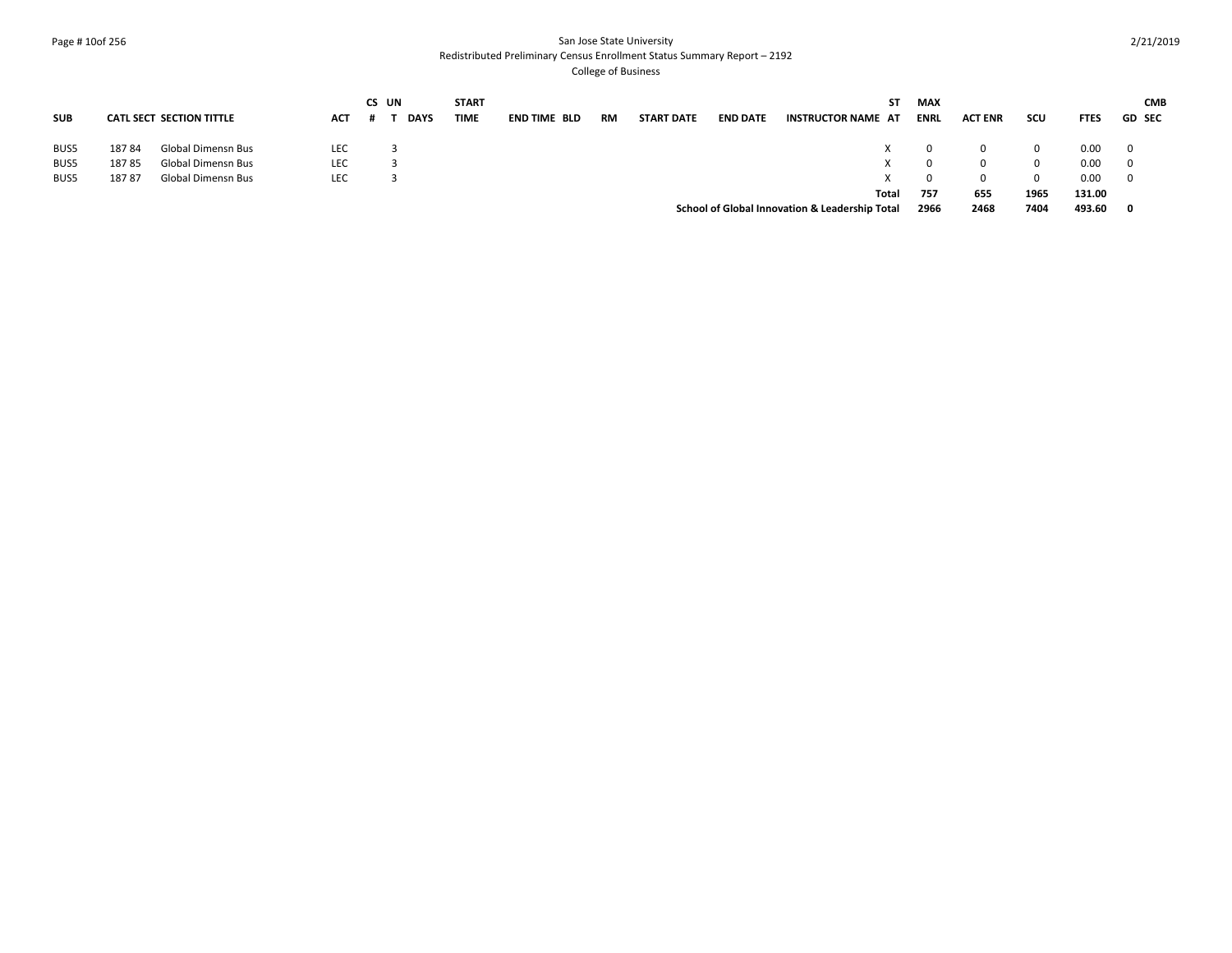| SUB | CATL | SECT | SECTION TITTLE | ACT | CS # | UN T | DAYS | START TIME | END TIME | BLD | RM | START DATE | END DATE | INSTRUCTOR NAME | ST AT | MAX ENRL | ACT ENR | SCU | FTES | GD | CMB SEC |
|---|---|---|---|---|---|---|---|---|---|---|---|---|---|---|---|---|---|---|---|---|---|
| BUS5 | 187 | 84 | Global Dimensn Bus | LEC | | 3 | | | | | | | | | X | 0 | 0 | 0 | 0.00 | 0 | |
| BUS5 | 187 | 85 | Global Dimensn Bus | LEC | | 3 | | | | | | | | | X | 0 | 0 | 0 | 0.00 | 0 | |
| BUS5 | 187 | 87 | Global Dimensn Bus | LEC | | 3 | | | | | | | | | X | 0 | 0 | 0 | 0.00 | 0 | |
| | | | | | | | | | | | | | | | **Total** | **757** | **655** | **1965** | **131.00** | | |
| | | | | | | | | | | | | | | **School of Global Innovation & Leadership Total** | | **2966** | **2468** | **7404** | **493.60** | **0** | |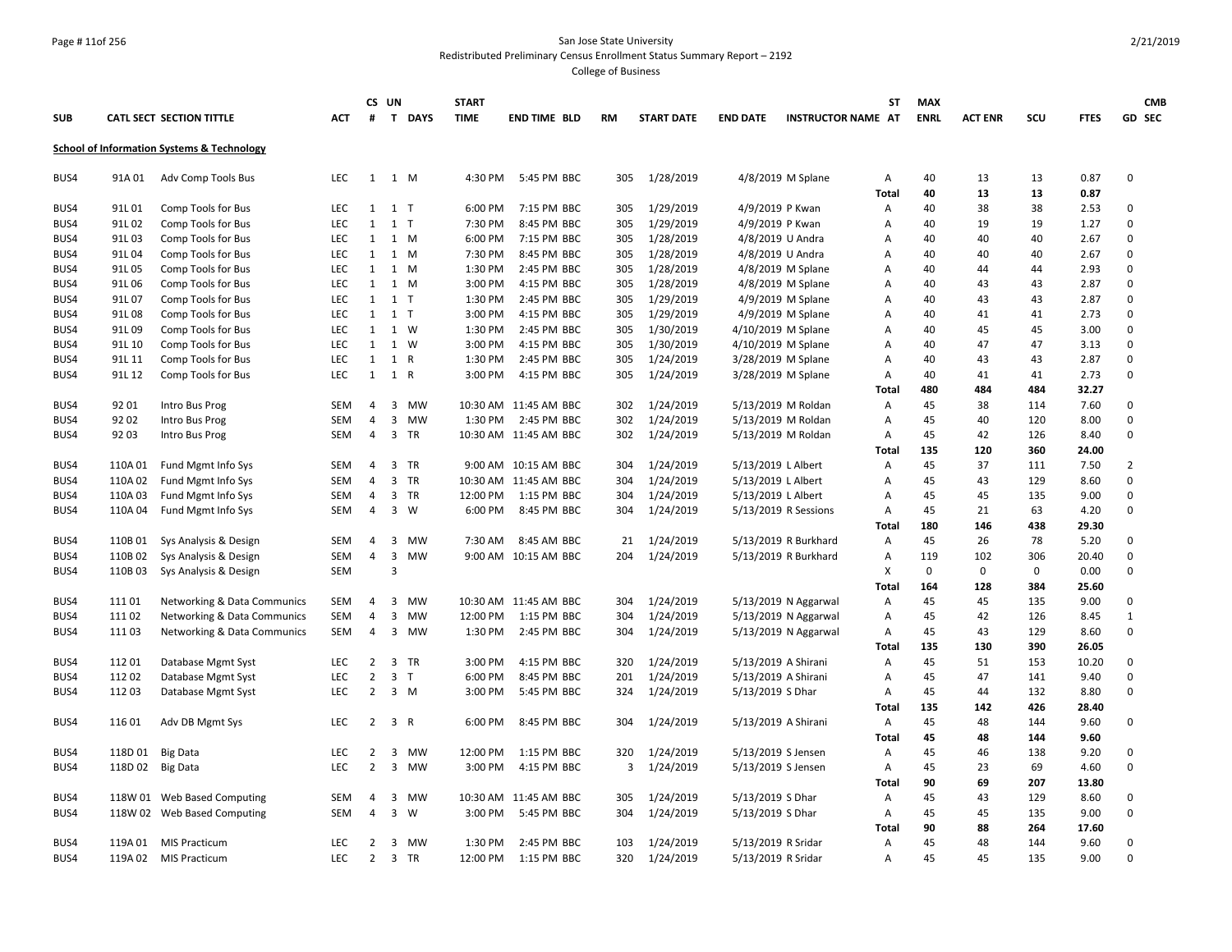San Jose State University

Redistributed Preliminary Census Enrollment Status Summary Report – 2192

College of Business

| SUB | CATL SECT | SECTION TITTLE | ACT | CS # | UN T | DAYS | START TIME | END TIME | BLD | RM | START DATE | END DATE | INSTRUCTOR NAME | ST AT | MAX ENRL | ACT ENR | SCU | FTES | CMB GD | SEC |
|---|---|---|---|---|---|---|---|---|---|---|---|---|---|---|---|---|---|---|---|---|
| **School of Information Systems & Technology** | | | | | | | | | | | | | | | | | | | | |
| BUS4 | 91A 01 | Adv Comp Tools Bus | LEC | 1 | 1 | M | 4:30 PM | 5:45 PM | BBC | 305 | 1/28/2019 | 4/8/2019 | M Splane | A | 40 | 13 | 13 | 0.87 | 0 | |
| | | | | | | | | | | | | | | Total | 40 | 13 | 13 | 0.87 | | |
| BUS4 | 91L 01 | Comp Tools for Bus | LEC | 1 | 1 | T | 6:00 PM | 7:15 PM | BBC | 305 | 1/29/2019 | 4/9/2019 | P Kwan | A | 40 | 38 | 38 | 2.53 | 0 | |
| BUS4 | 91L 02 | Comp Tools for Bus | LEC | 1 | 1 | T | 7:30 PM | 8:45 PM | BBC | 305 | 1/29/2019 | 4/9/2019 | P Kwan | A | 40 | 19 | 19 | 1.27 | 0 | |
| BUS4 | 91L 03 | Comp Tools for Bus | LEC | 1 | 1 | M | 6:00 PM | 7:15 PM | BBC | 305 | 1/28/2019 | 4/8/2019 | U Andra | A | 40 | 40 | 40 | 2.67 | 0 | |
| BUS4 | 91L 04 | Comp Tools for Bus | LEC | 1 | 1 | M | 7:30 PM | 8:45 PM | BBC | 305 | 1/28/2019 | 4/8/2019 | U Andra | A | 40 | 40 | 40 | 2.67 | 0 | |
| BUS4 | 91L 05 | Comp Tools for Bus | LEC | 1 | 1 | M | 1:30 PM | 2:45 PM | BBC | 305 | 1/28/2019 | 4/8/2019 | M Splane | A | 40 | 44 | 44 | 2.93 | 0 | |
| BUS4 | 91L 06 | Comp Tools for Bus | LEC | 1 | 1 | M | 3:00 PM | 4:15 PM | BBC | 305 | 1/28/2019 | 4/8/2019 | M Splane | A | 40 | 43 | 43 | 2.87 | 0 | |
| BUS4 | 91L 07 | Comp Tools for Bus | LEC | 1 | 1 | T | 1:30 PM | 2:45 PM | BBC | 305 | 1/29/2019 | 4/9/2019 | M Splane | A | 40 | 43 | 43 | 2.87 | 0 | |
| BUS4 | 91L 08 | Comp Tools for Bus | LEC | 1 | 1 | T | 3:00 PM | 4:15 PM | BBC | 305 | 1/29/2019 | 4/9/2019 | M Splane | A | 40 | 41 | 41 | 2.73 | 0 | |
| BUS4 | 91L 09 | Comp Tools for Bus | LEC | 1 | 1 | W | 1:30 PM | 2:45 PM | BBC | 305 | 1/30/2019 | 4/10/2019 | M Splane | A | 40 | 45 | 45 | 3.00 | 0 | |
| BUS4 | 91L 10 | Comp Tools for Bus | LEC | 1 | 1 | W | 3:00 PM | 4:15 PM | BBC | 305 | 1/30/2019 | 4/10/2019 | M Splane | A | 40 | 47 | 47 | 3.13 | 0 | |
| BUS4 | 91L 11 | Comp Tools for Bus | LEC | 1 | 1 | R | 1:30 PM | 2:45 PM | BBC | 305 | 1/24/2019 | 3/28/2019 | M Splane | A | 40 | 43 | 43 | 2.87 | 0 | |
| BUS4 | 91L 12 | Comp Tools for Bus | LEC | 1 | 1 | R | 3:00 PM | 4:15 PM | BBC | 305 | 1/24/2019 | 3/28/2019 | M Splane | A | 40 | 41 | 41 | 2.73 | 0 | |
| | | | | | | | | | | | | | | Total | 480 | 484 | 484 | 32.27 | | |
| BUS4 | 92 01 | Intro Bus Prog | SEM | 4 | 3 | MW | 10:30 AM | 11:45 AM | BBC | 302 | 1/24/2019 | 5/13/2019 | M Roldan | A | 45 | 38 | 114 | 7.60 | 0 | |
| BUS4 | 92 02 | Intro Bus Prog | SEM | 4 | 3 | MW | 1:30 PM | 2:45 PM | BBC | 302 | 1/24/2019 | 5/13/2019 | M Roldan | A | 45 | 40 | 120 | 8.00 | 0 | |
| BUS4 | 92 03 | Intro Bus Prog | SEM | 4 | 3 | TR | 10:30 AM | 11:45 AM | BBC | 302 | 1/24/2019 | 5/13/2019 | M Roldan | A | 45 | 42 | 126 | 8.40 | 0 | |
| | | | | | | | | | | | | | | Total | 135 | 120 | 360 | 24.00 | | |
| BUS4 | 110A 01 | Fund Mgmt Info Sys | SEM | 4 | 3 | TR | 9:00 AM | 10:15 AM | BBC | 304 | 1/24/2019 | 5/13/2019 | L Albert | A | 45 | 37 | 111 | 7.50 | 2 | |
| BUS4 | 110A 02 | Fund Mgmt Info Sys | SEM | 4 | 3 | TR | 10:30 AM | 11:45 AM | BBC | 304 | 1/24/2019 | 5/13/2019 | L Albert | A | 45 | 43 | 129 | 8.60 | 0 | |
| BUS4 | 110A 03 | Fund Mgmt Info Sys | SEM | 4 | 3 | TR | 12:00 PM | 1:15 PM | BBC | 304 | 1/24/2019 | 5/13/2019 | L Albert | A | 45 | 45 | 135 | 9.00 | 0 | |
| BUS4 | 110A 04 | Fund Mgmt Info Sys | SEM | 4 | 3 | W | 6:00 PM | 8:45 PM | BBC | 304 | 1/24/2019 | 5/13/2019 | R Sessions | A | 45 | 21 | 63 | 4.20 | 0 | |
| | | | | | | | | | | | | | | Total | 180 | 146 | 438 | 29.30 | | |
| BUS4 | 110B 01 | Sys Analysis & Design | SEM | 4 | 3 | MW | 7:30 AM | 8:45 AM | BBC | 21 | 1/24/2019 | 5/13/2019 | R Burkhard | A | 45 | 26 | 78 | 5.20 | 0 | |
| BUS4 | 110B 02 | Sys Analysis & Design | SEM | 4 | 3 | MW | 9:00 AM | 10:15 AM | BBC | 204 | 1/24/2019 | 5/13/2019 | R Burkhard | A | 119 | 102 | 306 | 20.40 | 0 | |
| BUS4 | 110B 03 | Sys Analysis & Design | SEM | | 3 | | | | | | | | | X | 0 | 0 | 0 | 0.00 | 0 | |
| | | | | | | | | | | | | | | Total | 164 | 128 | 384 | 25.60 | | |
| BUS4 | 111 01 | Networking & Data Communics | SEM | 4 | 3 | MW | 10:30 AM | 11:45 AM | BBC | 304 | 1/24/2019 | 5/13/2019 | N Aggarwal | A | 45 | 45 | 135 | 9.00 | 0 | |
| BUS4 | 111 02 | Networking & Data Communics | SEM | 4 | 3 | MW | 12:00 PM | 1:15 PM | BBC | 304 | 1/24/2019 | 5/13/2019 | N Aggarwal | A | 45 | 42 | 126 | 8.45 | 1 | |
| BUS4 | 111 03 | Networking & Data Communics | SEM | 4 | 3 | MW | 1:30 PM | 2:45 PM | BBC | 304 | 1/24/2019 | 5/13/2019 | N Aggarwal | A | 45 | 43 | 129 | 8.60 | 0 | |
| | | | | | | | | | | | | | | Total | 135 | 130 | 390 | 26.05 | | |
| BUS4 | 112 01 | Database Mgmt Syst | LEC | 2 | 3 | TR | 3:00 PM | 4:15 PM | BBC | 320 | 1/24/2019 | 5/13/2019 | A Shirani | A | 45 | 51 | 153 | 10.20 | 0 | |
| BUS4 | 112 02 | Database Mgmt Syst | LEC | 2 | 3 | T | 6:00 PM | 8:45 PM | BBC | 201 | 1/24/2019 | 5/13/2019 | A Shirani | A | 45 | 47 | 141 | 9.40 | 0 | |
| BUS4 | 112 03 | Database Mgmt Syst | LEC | 2 | 3 | M | 3:00 PM | 5:45 PM | BBC | 324 | 1/24/2019 | 5/13/2019 | S Dhar | A | 45 | 44 | 132 | 8.80 | 0 | |
| | | | | | | | | | | | | | | Total | 135 | 142 | 426 | 28.40 | | |
| BUS4 | 116 01 | Adv DB Mgmt Sys | LEC | 2 | 3 | R | 6:00 PM | 8:45 PM | BBC | 304 | 1/24/2019 | 5/13/2019 | A Shirani | A | 45 | 48 | 144 | 9.60 | 0 | |
| | | | | | | | | | | | | | | Total | 45 | 48 | 144 | 9.60 | | |
| BUS4 | 118D 01 | Big Data | LEC | 2 | 3 | MW | 12:00 PM | 1:15 PM | BBC | 320 | 1/24/2019 | 5/13/2019 | S Jensen | A | 45 | 46 | 138 | 9.20 | 0 | |
| BUS4 | 118D 02 | Big Data | LEC | 2 | 3 | MW | 3:00 PM | 4:15 PM | BBC | 3 | 1/24/2019 | 5/13/2019 | S Jensen | A | 45 | 23 | 69 | 4.60 | 0 | |
| | | | | | | | | | | | | | | Total | 90 | 69 | 207 | 13.80 | | |
| BUS4 | 118W 01 | Web Based Computing | SEM | 4 | 3 | MW | 10:30 AM | 11:45 AM | BBC | 305 | 1/24/2019 | 5/13/2019 | S Dhar | A | 45 | 43 | 129 | 8.60 | 0 | |
| BUS4 | 118W 02 | Web Based Computing | SEM | 4 | 3 | W | 3:00 PM | 5:45 PM | BBC | 304 | 1/24/2019 | 5/13/2019 | S Dhar | A | 45 | 45 | 135 | 9.00 | 0 | |
| | | | | | | | | | | | | | | Total | 90 | 88 | 264 | 17.60 | | |
| BUS4 | 119A 01 | MIS Practicum | LEC | 2 | 3 | MW | 1:30 PM | 2:45 PM | BBC | 103 | 1/24/2019 | 5/13/2019 | R Sridar | A | 45 | 48 | 144 | 9.60 | 0 | |
| BUS4 | 119A 02 | MIS Practicum | LEC | 2 | 3 | TR | 12:00 PM | 1:15 PM | BBC | 320 | 1/24/2019 | 5/13/2019 | R Sridar | A | 45 | 45 | 135 | 9.00 | 0 | |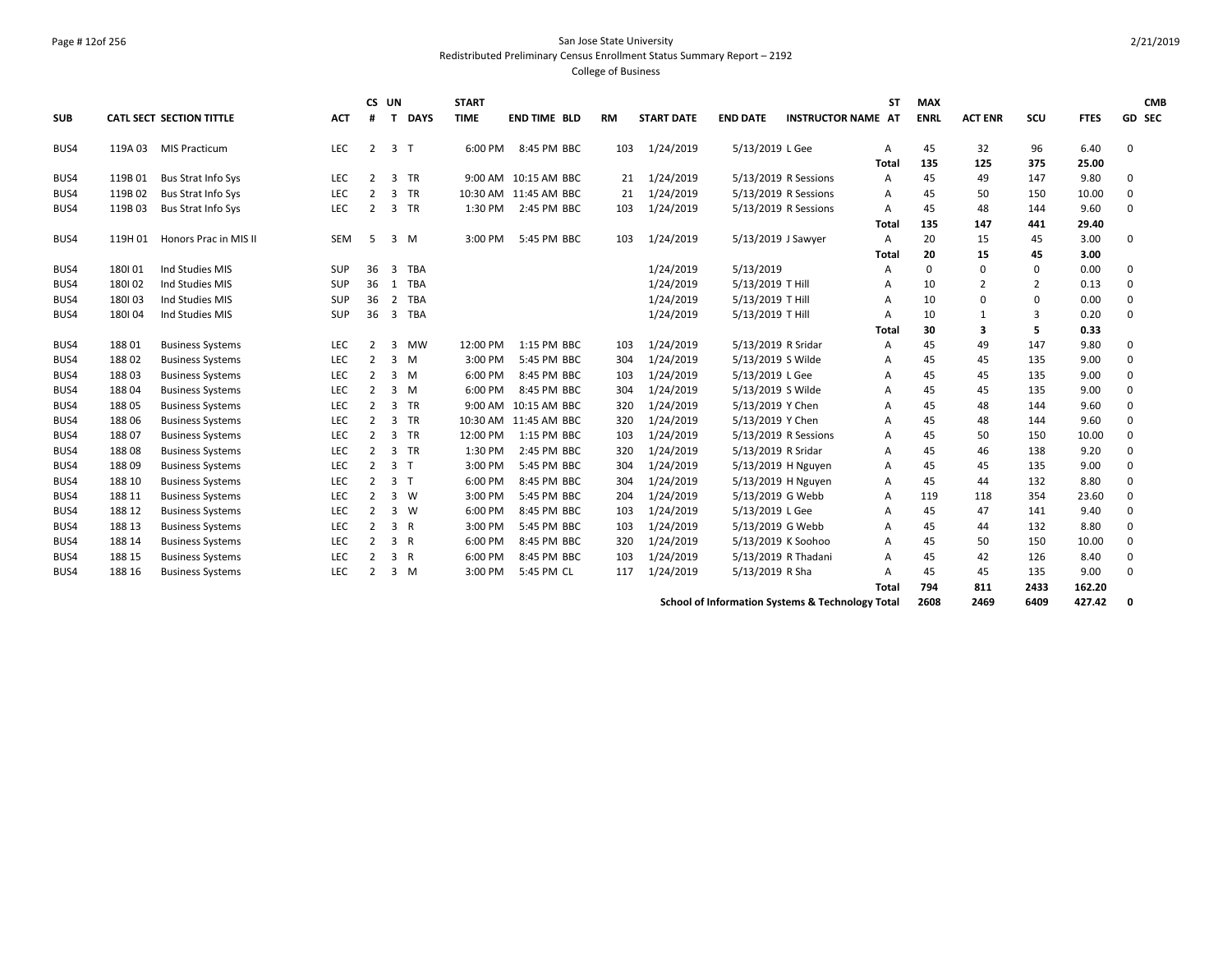# San Jose State University

Redistributed Preliminary Census Enrollment Status Summary Report – 2192

College of Business

| SUB | CATL SECT | SECTION TITTLE | ACT | CS # | UN T | DAYS | START TIME | END TIME | BLD | RM | START DATE | END DATE | INSTRUCTOR NAME | ST AT | MAX ENRL | ACT ENR | SCU | FTES | CMB GD SEC |
|---|---|---|---|---|---|---|---|---|---|---|---|---|---|---|---|---|---|---|---|
| BUS4 | 119A 03 | MIS Practicum | LEC | 2 | 3 | T | 6:00 PM | 8:45 PM | BBC | 103 | 1/24/2019 | 5/13/2019 | L Gee | A | 45 | 32 | 96 | 6.40 | 0 |
| | | | | | | | | | | | | | | **Total** | **135** | **125** | **375** | **25.00** | |
| BUS4 | 119B 01 | Bus Strat Info Sys | LEC | 2 | 3 | TR | 9:00 AM | 10:15 AM | BBC | 21 | 1/24/2019 | 5/13/2019 | R Sessions | A | 45 | 49 | 147 | 9.80 | 0 |
| BUS4 | 119B 02 | Bus Strat Info Sys | LEC | 2 | 3 | TR | 10:30 AM | 11:45 AM | BBC | 21 | 1/24/2019 | 5/13/2019 | R Sessions | A | 45 | 50 | 150 | 10.00 | 0 |
| BUS4 | 119B 03 | Bus Strat Info Sys | LEC | 2 | 3 | TR | 1:30 PM | 2:45 PM | BBC | 103 | 1/24/2019 | 5/13/2019 | R Sessions | A | 45 | 48 | 144 | 9.60 | 0 |
| | | | | | | | | | | | | | | **Total** | **135** | **147** | **441** | **29.40** | |
| BUS4 | 119H 01 | Honors Prac in MIS II | SEM | 5 | 3 | M | 3:00 PM | 5:45 PM | BBC | 103 | 1/24/2019 | 5/13/2019 | J Sawyer | A | 20 | 15 | 45 | 3.00 | 0 |
| | | | | | | | | | | | | | | **Total** | **20** | **15** | **45** | **3.00** | |
| BUS4 | 180I 01 | Ind Studies MIS | SUP | 36 | 3 | TBA | | | | | 1/24/2019 | 5/13/2019 | | A | 0 | 0 | 0 | 0.00 | 0 |
| BUS4 | 180I 02 | Ind Studies MIS | SUP | 36 | 1 | TBA | | | | | 1/24/2019 | 5/13/2019 | T Hill | A | 10 | 2 | 2 | 0.13 | 0 |
| BUS4 | 180I 03 | Ind Studies MIS | SUP | 36 | 2 | TBA | | | | | 1/24/2019 | 5/13/2019 | T Hill | A | 10 | 0 | 0 | 0.00 | 0 |
| BUS4 | 180I 04 | Ind Studies MIS | SUP | 36 | 3 | TBA | | | | | 1/24/2019 | 5/13/2019 | T Hill | A | 10 | 1 | 3 | 0.20 | 0 |
| | | | | | | | | | | | | | | **Total** | **30** | **3** | **5** | **0.33** | |
| BUS4 | 188 01 | Business Systems | LEC | 2 | 3 | MW | 12:00 PM | 1:15 PM | BBC | 103 | 1/24/2019 | 5/13/2019 | R Sridar | A | 45 | 49 | 147 | 9.80 | 0 |
| BUS4 | 188 02 | Business Systems | LEC | 2 | 3 | M | 3:00 PM | 5:45 PM | BBC | 304 | 1/24/2019 | 5/13/2019 | S Wilde | A | 45 | 45 | 135 | 9.00 | 0 |
| BUS4 | 188 03 | Business Systems | LEC | 2 | 3 | M | 6:00 PM | 8:45 PM | BBC | 103 | 1/24/2019 | 5/13/2019 | L Gee | A | 45 | 45 | 135 | 9.00 | 0 |
| BUS4 | 188 04 | Business Systems | LEC | 2 | 3 | M | 6:00 PM | 8:45 PM | BBC | 304 | 1/24/2019 | 5/13/2019 | S Wilde | A | 45 | 45 | 135 | 9.00 | 0 |
| BUS4 | 188 05 | Business Systems | LEC | 2 | 3 | TR | 9:00 AM | 10:15 AM | BBC | 320 | 1/24/2019 | 5/13/2019 | Y Chen | A | 45 | 48 | 144 | 9.60 | 0 |
| BUS4 | 188 06 | Business Systems | LEC | 2 | 3 | TR | 10:30 AM | 11:45 AM | BBC | 320 | 1/24/2019 | 5/13/2019 | Y Chen | A | 45 | 48 | 144 | 9.60 | 0 |
| BUS4 | 188 07 | Business Systems | LEC | 2 | 3 | TR | 12:00 PM | 1:15 PM | BBC | 103 | 1/24/2019 | 5/13/2019 | R Sessions | A | 45 | 50 | 150 | 10.00 | 0 |
| BUS4 | 188 08 | Business Systems | LEC | 2 | 3 | TR | 1:30 PM | 2:45 PM | BBC | 320 | 1/24/2019 | 5/13/2019 | R Sridar | A | 45 | 46 | 138 | 9.20 | 0 |
| BUS4 | 188 09 | Business Systems | LEC | 2 | 3 | T | 3:00 PM | 5:45 PM | BBC | 304 | 1/24/2019 | 5/13/2019 | H Nguyen | A | 45 | 45 | 135 | 9.00 | 0 |
| BUS4 | 188 10 | Business Systems | LEC | 2 | 3 | T | 6:00 PM | 8:45 PM | BBC | 304 | 1/24/2019 | 5/13/2019 | H Nguyen | A | 45 | 44 | 132 | 8.80 | 0 |
| BUS4 | 188 11 | Business Systems | LEC | 2 | 3 | W | 3:00 PM | 5:45 PM | BBC | 204 | 1/24/2019 | 5/13/2019 | G Webb | A | 119 | 118 | 354 | 23.60 | 0 |
| BUS4 | 188 12 | Business Systems | LEC | 2 | 3 | W | 6:00 PM | 8:45 PM | BBC | 103 | 1/24/2019 | 5/13/2019 | L Gee | A | 45 | 47 | 141 | 9.40 | 0 |
| BUS4 | 188 13 | Business Systems | LEC | 2 | 3 | R | 3:00 PM | 5:45 PM | BBC | 103 | 1/24/2019 | 5/13/2019 | G Webb | A | 45 | 44 | 132 | 8.80 | 0 |
| BUS4 | 188 14 | Business Systems | LEC | 2 | 3 | R | 6:00 PM | 8:45 PM | BBC | 320 | 1/24/2019 | 5/13/2019 | K Soohoo | A | 45 | 50 | 150 | 10.00 | 0 |
| BUS4 | 188 15 | Business Systems | LEC | 2 | 3 | R | 6:00 PM | 8:45 PM | BBC | 103 | 1/24/2019 | 5/13/2019 | R Thadani | A | 45 | 42 | 126 | 8.40 | 0 |
| BUS4 | 188 16 | Business Systems | LEC | 2 | 3 | M | 3:00 PM | 5:45 PM | CL | 117 | 1/24/2019 | 5/13/2019 | R Sha | A | 45 | 45 | 135 | 9.00 | 0 |
| | | | | | | | | | | | | | | **Total** | **794** | **811** | **2433** | **162.20** | |
| | | | | | | | | | | | | | **School of Information Systems & Technology Total** | | **2608** | **2469** | **6409** | **427.42** | **0** |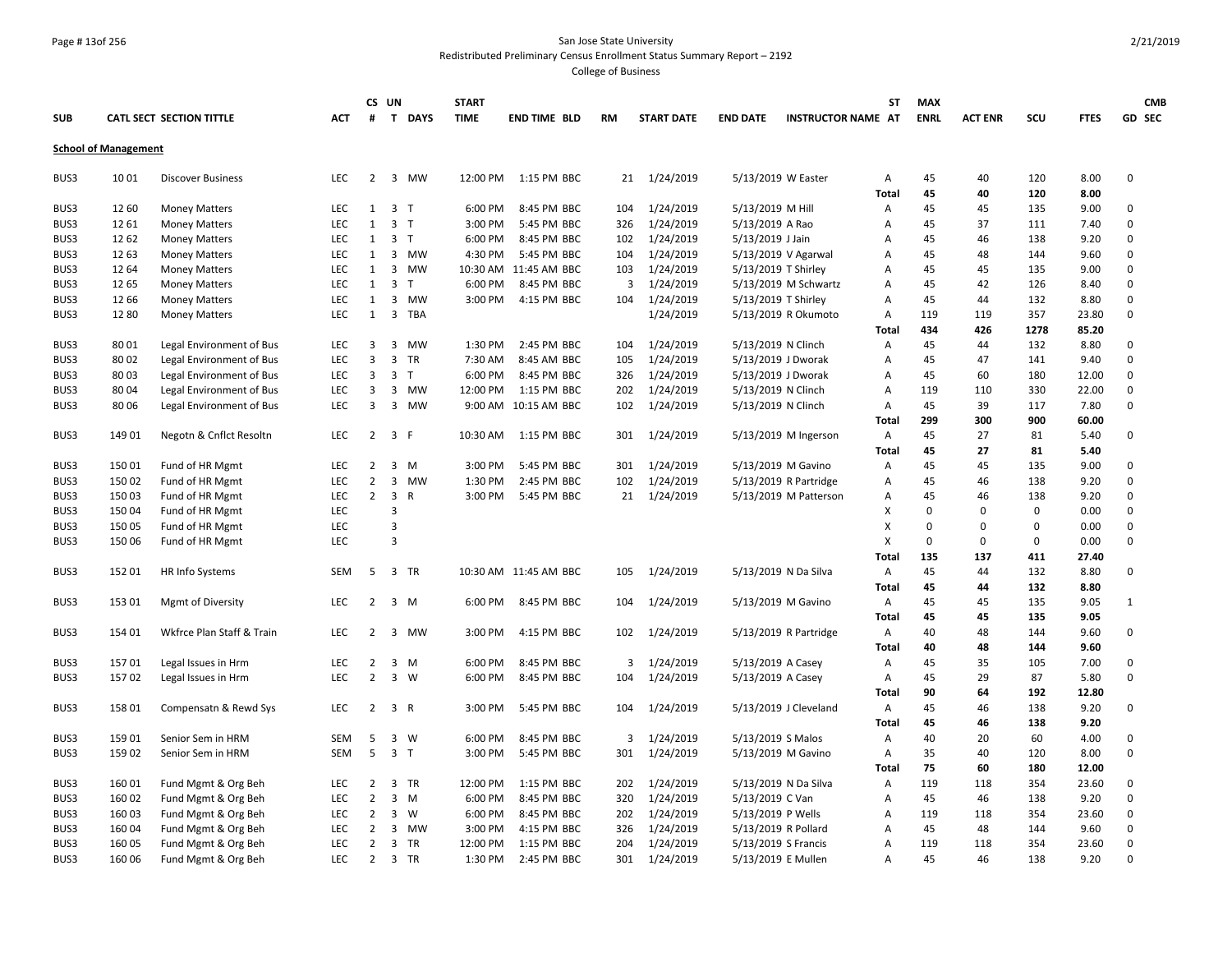San Jose State University
Redistributed Preliminary Census Enrollment Status Summary Report – 2192
College of Business

| SUB | CATL SECT | SECTION TITTLE | ACT | CS # | UN T | DAYS | START TIME | END TIME | BLD | RM | START DATE | END DATE | INSTRUCTOR NAME | ST AT | MAX ENRL | ACT ENR | SCU | FTES | GD | CMB SEC |
|---|---|---|---|---|---|---|---|---|---|---|---|---|---|---|---|---|---|---|---|---|
| **School of Management** | | | | | | | | | | | | | | | | | | | | |
| BUS3 | 10 01 | Discover Business | LEC | 2 | 3 | MW | 12:00 PM | 1:15 PM | BBC | 21 | 1/24/2019 | 5/13/2019 | W Easter | A | 45 | 40 | 120 | 8.00 | 0 | |
| | | | | | | | | | | | | | | **Total** | **45** | **40** | **120** | **8.00** | | |
| BUS3 | 12 60 | Money Matters | LEC | 1 | 3 | T | 6:00 PM | 8:45 PM | BBC | 104 | 1/24/2019 | 5/13/2019 | M Hill | A | 45 | 45 | 135 | 9.00 | 0 | |
| BUS3 | 12 61 | Money Matters | LEC | 1 | 3 | T | 3:00 PM | 5:45 PM | BBC | 326 | 1/24/2019 | 5/13/2019 | A Rao | A | 45 | 37 | 111 | 7.40 | 0 | |
| BUS3 | 12 62 | Money Matters | LEC | 1 | 3 | T | 6:00 PM | 8:45 PM | BBC | 102 | 1/24/2019 | 5/13/2019 | J Jain | A | 45 | 46 | 138 | 9.20 | 0 | |
| BUS3 | 12 63 | Money Matters | LEC | 1 | 3 | MW | 4:30 PM | 5:45 PM | BBC | 104 | 1/24/2019 | 5/13/2019 | V Agarwal | A | 45 | 48 | 144 | 9.60 | 0 | |
| BUS3 | 12 64 | Money Matters | LEC | 1 | 3 | MW | 10:30 AM | 11:45 AM | BBC | 103 | 1/24/2019 | 5/13/2019 | T Shirley | A | 45 | 45 | 135 | 9.00 | 0 | |
| BUS3 | 12 65 | Money Matters | LEC | 1 | 3 | T | 6:00 PM | 8:45 PM | BBC | 3 | 1/24/2019 | 5/13/2019 | M Schwartz | A | 45 | 42 | 126 | 8.40 | 0 | |
| BUS3 | 12 66 | Money Matters | LEC | 1 | 3 | MW | 3:00 PM | 4:15 PM | BBC | 104 | 1/24/2019 | 5/13/2019 | T Shirley | A | 45 | 44 | 132 | 8.80 | 0 | |
| BUS3 | 12 80 | Money Matters | LEC | 1 | 3 | TBA | | | | | 1/24/2019 | 5/13/2019 | R Okumoto | A | 119 | 119 | 357 | 23.80 | 0 | |
| | | | | | | | | | | | | | | **Total** | **434** | **426** | **1278** | **85.20** | | |
| BUS3 | 80 01 | Legal Environment of Bus | LEC | 3 | 3 | MW | 1:30 PM | 2:45 PM | BBC | 104 | 1/24/2019 | 5/13/2019 | N Clinch | A | 45 | 44 | 132 | 8.80 | 0 | |
| BUS3 | 80 02 | Legal Environment of Bus | LEC | 3 | 3 | TR | 7:30 AM | 8:45 AM | BBC | 105 | 1/24/2019 | 5/13/2019 | J Dworak | A | 45 | 47 | 141 | 9.40 | 0 | |
| BUS3 | 80 03 | Legal Environment of Bus | LEC | 3 | 3 | T | 6:00 PM | 8:45 PM | BBC | 326 | 1/24/2019 | 5/13/2019 | J Dworak | A | 45 | 60 | 180 | 12.00 | 0 | |
| BUS3 | 80 04 | Legal Environment of Bus | LEC | 3 | 3 | MW | 12:00 PM | 1:15 PM | BBC | 202 | 1/24/2019 | 5/13/2019 | N Clinch | A | 119 | 110 | 330 | 22.00 | 0 | |
| BUS3 | 80 06 | Legal Environment of Bus | LEC | 3 | 3 | MW | 9:00 AM | 10:15 AM | BBC | 102 | 1/24/2019 | 5/13/2019 | N Clinch | A | 45 | 39 | 117 | 7.80 | 0 | |
| | | | | | | | | | | | | | | **Total** | **299** | **300** | **900** | **60.00** | | |
| BUS3 | 149 01 | Negotn & Cnflct Resoltn | LEC | 2 | 3 | F | 10:30 AM | 1:15 PM | BBC | 301 | 1/24/2019 | 5/13/2019 | M Ingerson | A | 45 | 27 | 81 | 5.40 | 0 | |
| | | | | | | | | | | | | | | **Total** | **45** | **27** | **81** | **5.40** | | |
| BUS3 | 150 01 | Fund of HR Mgmt | LEC | 2 | 3 | M | 3:00 PM | 5:45 PM | BBC | 301 | 1/24/2019 | 5/13/2019 | M Gavino | A | 45 | 45 | 135 | 9.00 | 0 | |
| BUS3 | 150 02 | Fund of HR Mgmt | LEC | 2 | 3 | MW | 1:30 PM | 2:45 PM | BBC | 102 | 1/24/2019 | 5/13/2019 | R Partridge | A | 45 | 46 | 138 | 9.20 | 0 | |
| BUS3 | 150 03 | Fund of HR Mgmt | LEC | 2 | 3 | R | 3:00 PM | 5:45 PM | BBC | 21 | 1/24/2019 | 5/13/2019 | M Patterson | A | 45 | 46 | 138 | 9.20 | 0 | |
| BUS3 | 150 04 | Fund of HR Mgmt | LEC | | 3 | | | | | | | | | X | 0 | 0 | 0 | 0.00 | 0 | |
| BUS3 | 150 05 | Fund of HR Mgmt | LEC | | 3 | | | | | | | | | X | 0 | 0 | 0 | 0.00 | 0 | |
| BUS3 | 150 06 | Fund of HR Mgmt | LEC | | 3 | | | | | | | | | X | 0 | 0 | 0 | 0.00 | 0 | |
| | | | | | | | | | | | | | | **Total** | **135** | **137** | **411** | **27.40** | | |
| BUS3 | 152 01 | HR Info Systems | SEM | 5 | 3 | TR | 10:30 AM | 11:45 AM | BBC | 105 | 1/24/2019 | 5/13/2019 | N Da Silva | A | 45 | 44 | 132 | 8.80 | 0 | |
| | | | | | | | | | | | | | | **Total** | **45** | **44** | **132** | **8.80** | | |
| BUS3 | 153 01 | Mgmt of Diversity | LEC | 2 | 3 | M | 6:00 PM | 8:45 PM | BBC | 104 | 1/24/2019 | 5/13/2019 | M Gavino | A | 45 | 45 | 135 | 9.05 | 1 | |
| | | | | | | | | | | | | | | **Total** | **45** | **45** | **135** | **9.05** | | |
| BUS3 | 154 01 | Wkfrce Plan Staff & Train | LEC | 2 | 3 | MW | 3:00 PM | 4:15 PM | BBC | 102 | 1/24/2019 | 5/13/2019 | R Partridge | A | 40 | 48 | 144 | 9.60 | 0 | |
| | | | | | | | | | | | | | | **Total** | **40** | **48** | **144** | **9.60** | | |
| BUS3 | 157 01 | Legal Issues in Hrm | LEC | 2 | 3 | M | 6:00 PM | 8:45 PM | BBC | 3 | 1/24/2019 | 5/13/2019 | A Casey | A | 45 | 35 | 105 | 7.00 | 0 | |
| BUS3 | 157 02 | Legal Issues in Hrm | LEC | 2 | 3 | W | 6:00 PM | 8:45 PM | BBC | 104 | 1/24/2019 | 5/13/2019 | A Casey | A | 45 | 29 | 87 | 5.80 | 0 | |
| | | | | | | | | | | | | | | **Total** | **90** | **64** | **192** | **12.80** | | |
| BUS3 | 158 01 | Compensatn & Rewd Sys | LEC | 2 | 3 | R | 3:00 PM | 5:45 PM | BBC | 104 | 1/24/2019 | 5/13/2019 | J Cleveland | A | 45 | 46 | 138 | 9.20 | 0 | |
| | | | | | | | | | | | | | | **Total** | **45** | **46** | **138** | **9.20** | | |
| BUS3 | 159 01 | Senior Sem in HRM | SEM | 5 | 3 | W | 6:00 PM | 8:45 PM | BBC | 3 | 1/24/2019 | 5/13/2019 | S Malos | A | 40 | 20 | 60 | 4.00 | 0 | |
| BUS3 | 159 02 | Senior Sem in HRM | SEM | 5 | 3 | T | 3:00 PM | 5:45 PM | BBC | 301 | 1/24/2019 | 5/13/2019 | M Gavino | A | 35 | 40 | 120 | 8.00 | 0 | |
| | | | | | | | | | | | | | | **Total** | **75** | **60** | **180** | **12.00** | | |
| BUS3 | 160 01 | Fund Mgmt & Org Beh | LEC | 2 | 3 | TR | 12:00 PM | 1:15 PM | BBC | 202 | 1/24/2019 | 5/13/2019 | N Da Silva | A | 119 | 118 | 354 | 23.60 | 0 | |
| BUS3 | 160 02 | Fund Mgmt & Org Beh | LEC | 2 | 3 | M | 6:00 PM | 8:45 PM | BBC | 320 | 1/24/2019 | 5/13/2019 | C Van | A | 45 | 46 | 138 | 9.20 | 0 | |
| BUS3 | 160 03 | Fund Mgmt & Org Beh | LEC | 2 | 3 | W | 6:00 PM | 8:45 PM | BBC | 202 | 1/24/2019 | 5/13/2019 | P Wells | A | 119 | 118 | 354 | 23.60 | 0 | |
| BUS3 | 160 04 | Fund Mgmt & Org Beh | LEC | 2 | 3 | MW | 3:00 PM | 4:15 PM | BBC | 326 | 1/24/2019 | 5/13/2019 | R Pollard | A | 45 | 48 | 144 | 9.60 | 0 | |
| BUS3 | 160 05 | Fund Mgmt & Org Beh | LEC | 2 | 3 | TR | 12:00 PM | 1:15 PM | BBC | 204 | 1/24/2019 | 5/13/2019 | S Francis | A | 119 | 118 | 354 | 23.60 | 0 | |
| BUS3 | 160 06 | Fund Mgmt & Org Beh | LEC | 2 | 3 | TR | 1:30 PM | 2:45 PM | BBC | 301 | 1/24/2019 | 5/13/2019 | E Mullen | A | 45 | 46 | 138 | 9.20 | 0 | |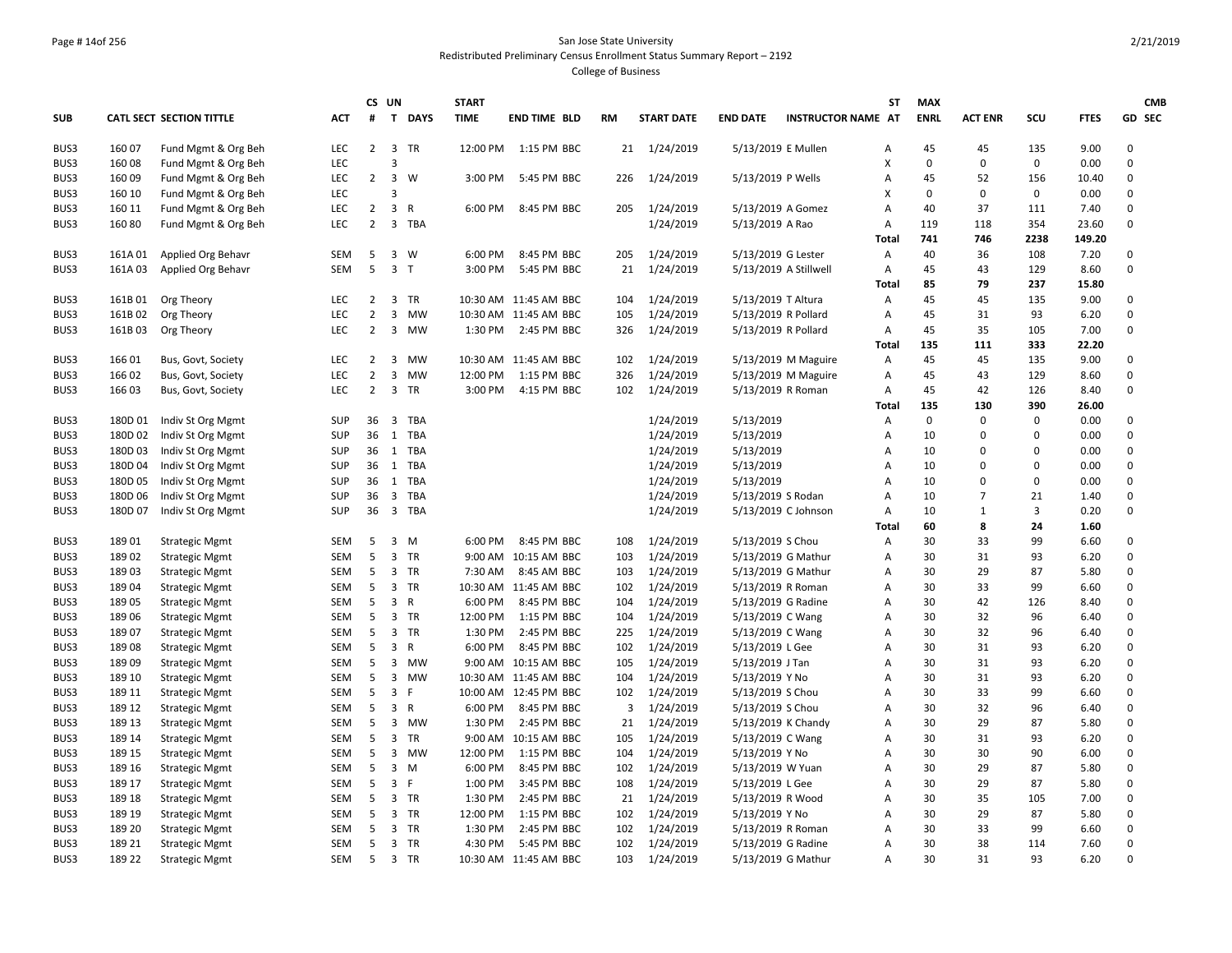San Jose State University
Redistributed Preliminary Census Enrollment Status Summary Report – 2192
College of Business

| SUB | CATL SECT | SECTION TITTLE | ACT | CS # | UN T | DAYS | START TIME | END TIME | BLD | RM | START DATE | END DATE | INSTRUCTOR NAME | ST AT | MAX ENRL | ACT ENR | SCU | FTES | GD | CMB SEC |
|---|---|---|---|---|---|---|---|---|---|---|---|---|---|---|---|---|---|---|---|---|
| BUS3 | 160 07 | Fund Mgmt & Org Beh | LEC | 2 | 3 | TR | 12:00 PM | 1:15 PM | BBC | 21 | 1/24/2019 | 5/13/2019 | E Mullen | A | 45 | 45 | 135 | 9.00 | 0 | |
| BUS3 | 160 08 | Fund Mgmt & Org Beh | LEC | | 3 | | | | | | | | | X | 0 | 0 | 0 | 0.00 | 0 | |
| BUS3 | 160 09 | Fund Mgmt & Org Beh | LEC | 2 | 3 | W | 3:00 PM | 5:45 PM | BBC | 226 | 1/24/2019 | 5/13/2019 | P Wells | A | 45 | 52 | 156 | 10.40 | 0 | |
| BUS3 | 160 10 | Fund Mgmt & Org Beh | LEC | | 3 | | | | | | | | | X | 0 | 0 | 0 | 0.00 | 0 | |
| BUS3 | 160 11 | Fund Mgmt & Org Beh | LEC | 2 | 3 | R | 6:00 PM | 8:45 PM | BBC | 205 | 1/24/2019 | 5/13/2019 | A Gomez | A | 40 | 37 | 111 | 7.40 | 0 | |
| BUS3 | 160 80 | Fund Mgmt & Org Beh | LEC | 2 | 3 | TBA | | | | | 1/24/2019 | 5/13/2019 | A Rao | A | 119 | 118 | 354 | 23.60 | 0 | |
| | | | | | | | | | | | | | | Total | 741 | 746 | 2238 | 149.20 | | |
| BUS3 | 161A 01 | Applied Org Behavr | SEM | 5 | 3 | W | 6:00 PM | 8:45 PM | BBC | 205 | 1/24/2019 | 5/13/2019 | G Lester | A | 40 | 36 | 108 | 7.20 | 0 | |
| BUS3 | 161A 03 | Applied Org Behavr | SEM | 5 | 3 | T | 3:00 PM | 5:45 PM | BBC | 21 | 1/24/2019 | 5/13/2019 | A Stillwell | A | 45 | 43 | 129 | 8.60 | 0 | |
| | | | | | | | | | | | | | | Total | 85 | 79 | 237 | 15.80 | | |
| BUS3 | 161B 01 | Org Theory | LEC | 2 | 3 | TR | 10:30 AM | 11:45 AM | BBC | 104 | 1/24/2019 | 5/13/2019 | T Altura | A | 45 | 45 | 135 | 9.00 | 0 | |
| BUS3 | 161B 02 | Org Theory | LEC | 2 | 3 | MW | 10:30 AM | 11:45 AM | BBC | 105 | 1/24/2019 | 5/13/2019 | R Pollard | A | 45 | 31 | 93 | 6.20 | 0 | |
| BUS3 | 161B 03 | Org Theory | LEC | 2 | 3 | MW | 1:30 PM | 2:45 PM | BBC | 326 | 1/24/2019 | 5/13/2019 | R Pollard | A | 45 | 35 | 105 | 7.00 | 0 | |
| | | | | | | | | | | | | | | Total | 135 | 111 | 333 | 22.20 | | |
| BUS3 | 166 01 | Bus, Govt, Society | LEC | 2 | 3 | MW | 10:30 AM | 11:45 AM | BBC | 102 | 1/24/2019 | 5/13/2019 | M Maguire | A | 45 | 45 | 135 | 9.00 | 0 | |
| BUS3 | 166 02 | Bus, Govt, Society | LEC | 2 | 3 | MW | 12:00 PM | 1:15 PM | BBC | 326 | 1/24/2019 | 5/13/2019 | M Maguire | A | 45 | 43 | 129 | 8.60 | 0 | |
| BUS3 | 166 03 | Bus, Govt, Society | LEC | 2 | 3 | TR | 3:00 PM | 4:15 PM | BBC | 102 | 1/24/2019 | 5/13/2019 | R Roman | A | 45 | 42 | 126 | 8.40 | 0 | |
| | | | | | | | | | | | | | | Total | 135 | 130 | 390 | 26.00 | | |
| BUS3 | 180D 01 | Indiv St Org Mgmt | SUP | 36 | 3 | TBA | | | | | 1/24/2019 | 5/13/2019 | | A | 0 | 0 | 0 | 0.00 | 0 | |
| BUS3 | 180D 02 | Indiv St Org Mgmt | SUP | 36 | 1 | TBA | | | | | 1/24/2019 | 5/13/2019 | | A | 10 | 0 | 0 | 0.00 | 0 | |
| BUS3 | 180D 03 | Indiv St Org Mgmt | SUP | 36 | 1 | TBA | | | | | 1/24/2019 | 5/13/2019 | | A | 10 | 0 | 0 | 0.00 | 0 | |
| BUS3 | 180D 04 | Indiv St Org Mgmt | SUP | 36 | 1 | TBA | | | | | 1/24/2019 | 5/13/2019 | | A | 10 | 0 | 0 | 0.00 | 0 | |
| BUS3 | 180D 05 | Indiv St Org Mgmt | SUP | 36 | 1 | TBA | | | | | 1/24/2019 | 5/13/2019 | | A | 10 | 0 | 0 | 0.00 | 0 | |
| BUS3 | 180D 06 | Indiv St Org Mgmt | SUP | 36 | 3 | TBA | | | | | 1/24/2019 | 5/13/2019 | S Rodan | A | 10 | 7 | 21 | 1.40 | 0 | |
| BUS3 | 180D 07 | Indiv St Org Mgmt | SUP | 36 | 3 | TBA | | | | | 1/24/2019 | 5/13/2019 | C Johnson | A | 10 | 1 | 3 | 0.20 | 0 | |
| | | | | | | | | | | | | | | Total | 60 | 8 | 24 | 1.60 | | |
| BUS3 | 189 01 | Strategic Mgmt | SEM | 5 | 3 | M | 6:00 PM | 8:45 PM | BBC | 108 | 1/24/2019 | 5/13/2019 | S Chou | A | 30 | 33 | 99 | 6.60 | 0 | |
| BUS3 | 189 02 | Strategic Mgmt | SEM | 5 | 3 | TR | 9:00 AM | 10:15 AM | BBC | 103 | 1/24/2019 | 5/13/2019 | G Mathur | A | 30 | 31 | 93 | 6.20 | 0 | |
| BUS3 | 189 03 | Strategic Mgmt | SEM | 5 | 3 | TR | 7:30 AM | 8:45 AM | BBC | 103 | 1/24/2019 | 5/13/2019 | G Mathur | A | 30 | 29 | 87 | 5.80 | 0 | |
| BUS3 | 189 04 | Strategic Mgmt | SEM | 5 | 3 | TR | 10:30 AM | 11:45 AM | BBC | 102 | 1/24/2019 | 5/13/2019 | R Roman | A | 30 | 33 | 99 | 6.60 | 0 | |
| BUS3 | 189 05 | Strategic Mgmt | SEM | 5 | 3 | R | 6:00 PM | 8:45 PM | BBC | 104 | 1/24/2019 | 5/13/2019 | G Radine | A | 30 | 42 | 126 | 8.40 | 0 | |
| BUS3 | 189 06 | Strategic Mgmt | SEM | 5 | 3 | TR | 12:00 PM | 1:15 PM | BBC | 104 | 1/24/2019 | 5/13/2019 | C Wang | A | 30 | 32 | 96 | 6.40 | 0 | |
| BUS3 | 189 07 | Strategic Mgmt | SEM | 5 | 3 | TR | 1:30 PM | 2:45 PM | BBC | 225 | 1/24/2019 | 5/13/2019 | C Wang | A | 30 | 32 | 96 | 6.40 | 0 | |
| BUS3 | 189 08 | Strategic Mgmt | SEM | 5 | 3 | R | 6:00 PM | 8:45 PM | BBC | 102 | 1/24/2019 | 5/13/2019 | L Gee | A | 30 | 31 | 93 | 6.20 | 0 | |
| BUS3 | 189 09 | Strategic Mgmt | SEM | 5 | 3 | MW | 9:00 AM | 10:15 AM | BBC | 105 | 1/24/2019 | 5/13/2019 | J Tan | A | 30 | 31 | 93 | 6.20 | 0 | |
| BUS3 | 189 10 | Strategic Mgmt | SEM | 5 | 3 | MW | 10:30 AM | 11:45 AM | BBC | 104 | 1/24/2019 | 5/13/2019 | Y No | A | 30 | 31 | 93 | 6.20 | 0 | |
| BUS3 | 189 11 | Strategic Mgmt | SEM | 5 | 3 | F | 10:00 AM | 12:45 PM | BBC | 102 | 1/24/2019 | 5/13/2019 | S Chou | A | 30 | 33 | 99 | 6.60 | 0 | |
| BUS3 | 189 12 | Strategic Mgmt | SEM | 5 | 3 | R | 6:00 PM | 8:45 PM | BBC | 3 | 1/24/2019 | 5/13/2019 | S Chou | A | 30 | 32 | 96 | 6.40 | 0 | |
| BUS3 | 189 13 | Strategic Mgmt | SEM | 5 | 3 | MW | 1:30 PM | 2:45 PM | BBC | 21 | 1/24/2019 | 5/13/2019 | K Chandy | A | 30 | 29 | 87 | 5.80 | 0 | |
| BUS3 | 189 14 | Strategic Mgmt | SEM | 5 | 3 | TR | 9:00 AM | 10:15 AM | BBC | 105 | 1/24/2019 | 5/13/2019 | C Wang | A | 30 | 31 | 93 | 6.20 | 0 | |
| BUS3 | 189 15 | Strategic Mgmt | SEM | 5 | 3 | MW | 12:00 PM | 1:15 PM | BBC | 104 | 1/24/2019 | 5/13/2019 | Y No | A | 30 | 30 | 90 | 6.00 | 0 | |
| BUS3 | 189 16 | Strategic Mgmt | SEM | 5 | 3 | M | 6:00 PM | 8:45 PM | BBC | 102 | 1/24/2019 | 5/13/2019 | W Yuan | A | 30 | 29 | 87 | 5.80 | 0 | |
| BUS3 | 189 17 | Strategic Mgmt | SEM | 5 | 3 | F | 1:00 PM | 3:45 PM | BBC | 108 | 1/24/2019 | 5/13/2019 | L Gee | A | 30 | 29 | 87 | 5.80 | 0 | |
| BUS3 | 189 18 | Strategic Mgmt | SEM | 5 | 3 | TR | 1:30 PM | 2:45 PM | BBC | 21 | 1/24/2019 | 5/13/2019 | R Wood | A | 30 | 35 | 105 | 7.00 | 0 | |
| BUS3 | 189 19 | Strategic Mgmt | SEM | 5 | 3 | TR | 12:00 PM | 1:15 PM | BBC | 102 | 1/24/2019 | 5/13/2019 | Y No | A | 30 | 29 | 87 | 5.80 | 0 | |
| BUS3 | 189 20 | Strategic Mgmt | SEM | 5 | 3 | TR | 1:30 PM | 2:45 PM | BBC | 102 | 1/24/2019 | 5/13/2019 | R Roman | A | 30 | 33 | 99 | 6.60 | 0 | |
| BUS3 | 189 21 | Strategic Mgmt | SEM | 5 | 3 | TR | 4:30 PM | 5:45 PM | BBC | 102 | 1/24/2019 | 5/13/2019 | G Radine | A | 30 | 38 | 114 | 7.60 | 0 | |
| BUS3 | 189 22 | Strategic Mgmt | SEM | 5 | 3 | TR | 10:30 AM | 11:45 AM | BBC | 103 | 1/24/2019 | 5/13/2019 | G Mathur | A | 30 | 31 | 93 | 6.20 | 0 | |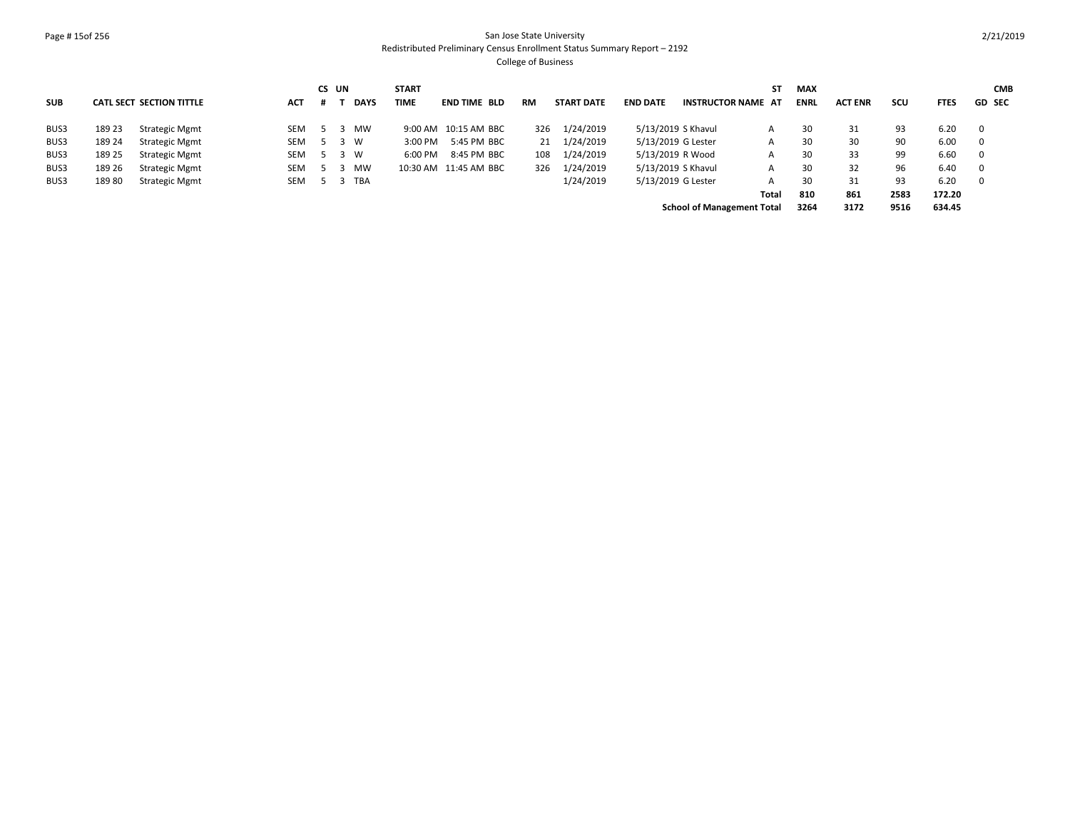San Jose State University

Redistributed Preliminary Census Enrollment Status Summary Report – 2192

College of Business

| SUB | CATL | SECT | SECTION TITTLE | ACT | CS # | UN T | DAYS | START TIME | END TIME | BLD | RM | START DATE | END DATE | INSTRUCTOR NAME | ST AT | MAX ENRL | ACT ENR | SCU | FTES | GD | CMB SEC |
|---|---|---|---|---|---|---|---|---|---|---|---|---|---|---|---|---|---|---|---|---|---|
| BUS3 | 189 | 23 | Strategic Mgmt | SEM | 5 | 3 | MW | 9:00 AM | 10:15 AM | BBC | 326 | 1/24/2019 | 5/13/2019 | S Khavul | A | 30 | 31 | 93 | 6.20 | 0 | |
| BUS3 | 189 | 24 | Strategic Mgmt | SEM | 5 | 3 | W | 3:00 PM | 5:45 PM | BBC | 21 | 1/24/2019 | 5/13/2019 | G Lester | A | 30 | 30 | 90 | 6.00 | 0 | |
| BUS3 | 189 | 25 | Strategic Mgmt | SEM | 5 | 3 | W | 6:00 PM | 8:45 PM | BBC | 108 | 1/24/2019 | 5/13/2019 | R Wood | A | 30 | 33 | 99 | 6.60 | 0 | |
| BUS3 | 189 | 26 | Strategic Mgmt | SEM | 5 | 3 | MW | 10:30 AM | 11:45 AM | BBC | 326 | 1/24/2019 | 5/13/2019 | S Khavul | A | 30 | 32 | 96 | 6.40 | 0 | |
| BUS3 | 189 | 80 | Strategic Mgmt | SEM | 5 | 3 | TBA | | | | | 1/24/2019 | 5/13/2019 | G Lester | A | 30 | 31 | 93 | 6.20 | 0 | |
| | | | | | | | | | | | | | | | **Total** | **810** | **861** | **2583** | **172.20** | | |
| | | | | | | | | | | | | | | **School of Management Total** | | **3264** | **3172** | **9516** | **634.45** | | |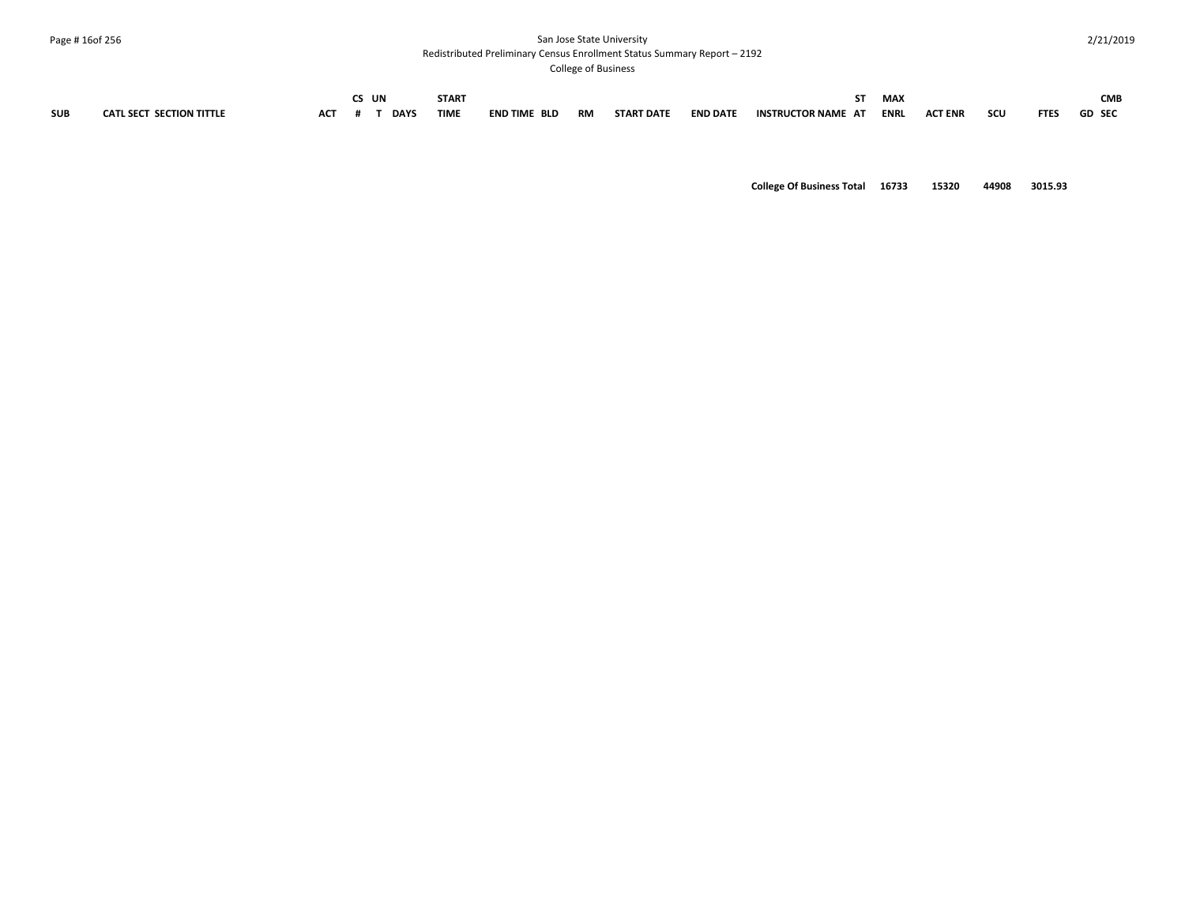| SUB | CATL | SECT | SECTION TITTLE | ACT | CS # | UN T | DAYS | START TIME | END TIME | BLD | RM | START DATE | END DATE | INSTRUCTOR NAME | ST AT | MAX ENRL | ACT ENR | SCU | FTES | GD | CMB SEC |
|---|---|---|---|---|---|---|---|---|---|---|---|---|---|---|---|---|---|---|---|---|---|
| | | | | | | | | | | | | | | **College Of Business Total** | | **16733** | **15320** | **44908** | **3015.93** | | |